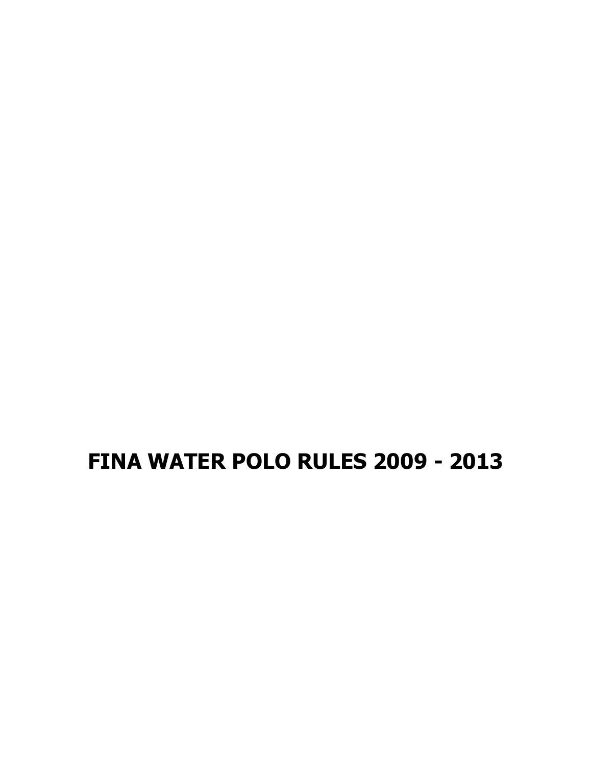# FINA WATER POLO RULES 2009 - 2013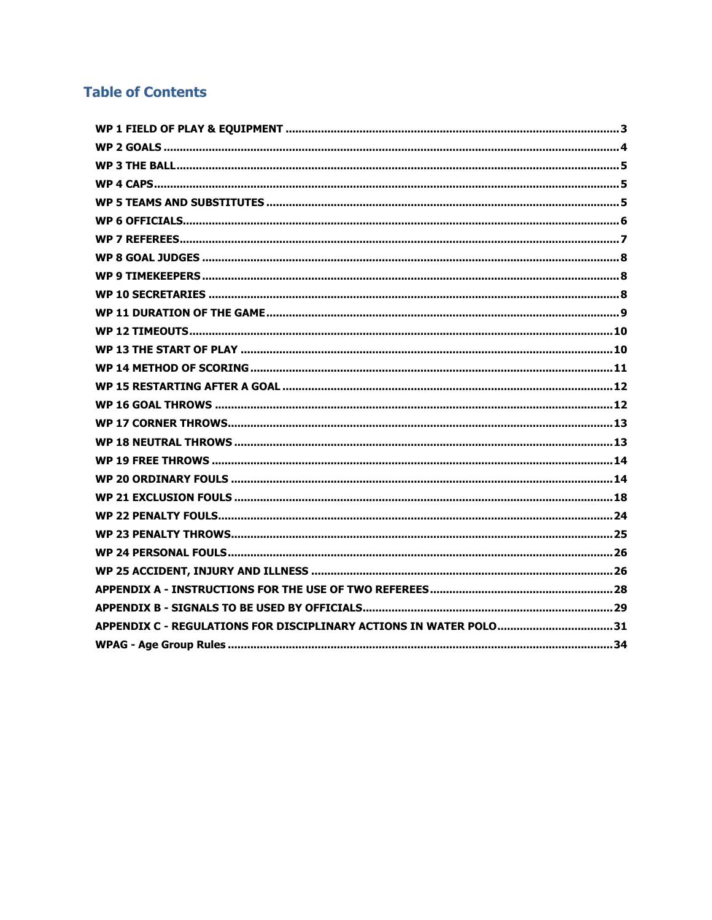## Table of Contents

WP 1 FIELD OF PLAY & EQUIPMENT ..........3
WP 2 GOALS ..........4
WP 3 THE BALL ..........5
WP 4 CAPS ..........5
WP 5 TEAMS AND SUBSTITUTES ..........5
WP 6 OFFICIALS ..........6
WP 7 REFEREES ..........7
WP 8 GOAL JUDGES ..........8
WP 9 TIMEKEEPERS ..........8
WP 10 SECRETARIES ..........8
WP 11 DURATION OF THE GAME ..........9
WP 12 TIMEOUTS ..........10
WP 13 THE START OF PLAY ..........10
WP 14 METHOD OF SCORING ..........11
WP 15 RESTARTING AFTER A GOAL ..........12
WP 16 GOAL THROWS ..........12
WP 17 CORNER THROWS ..........13
WP 18 NEUTRAL THROWS ..........13
WP 19 FREE THROWS ..........14
WP 20 ORDINARY FOULS ..........14
WP 21 EXCLUSION FOULS ..........18
WP 22 PENALTY FOULS ..........24
WP 23 PENALTY THROWS ..........25
WP 24 PERSONAL FOULS ..........26
WP 25 ACCIDENT, INJURY AND ILLNESS ..........26
APPENDIX A - INSTRUCTIONS FOR THE USE OF TWO REFEREES ..........28
APPENDIX B - SIGNALS TO BE USED BY OFFICIALS ..........29
APPENDIX C - REGULATIONS FOR DISCIPLINARY ACTIONS IN WATER POLO ..........31
WPAG - Age Group Rules ..........34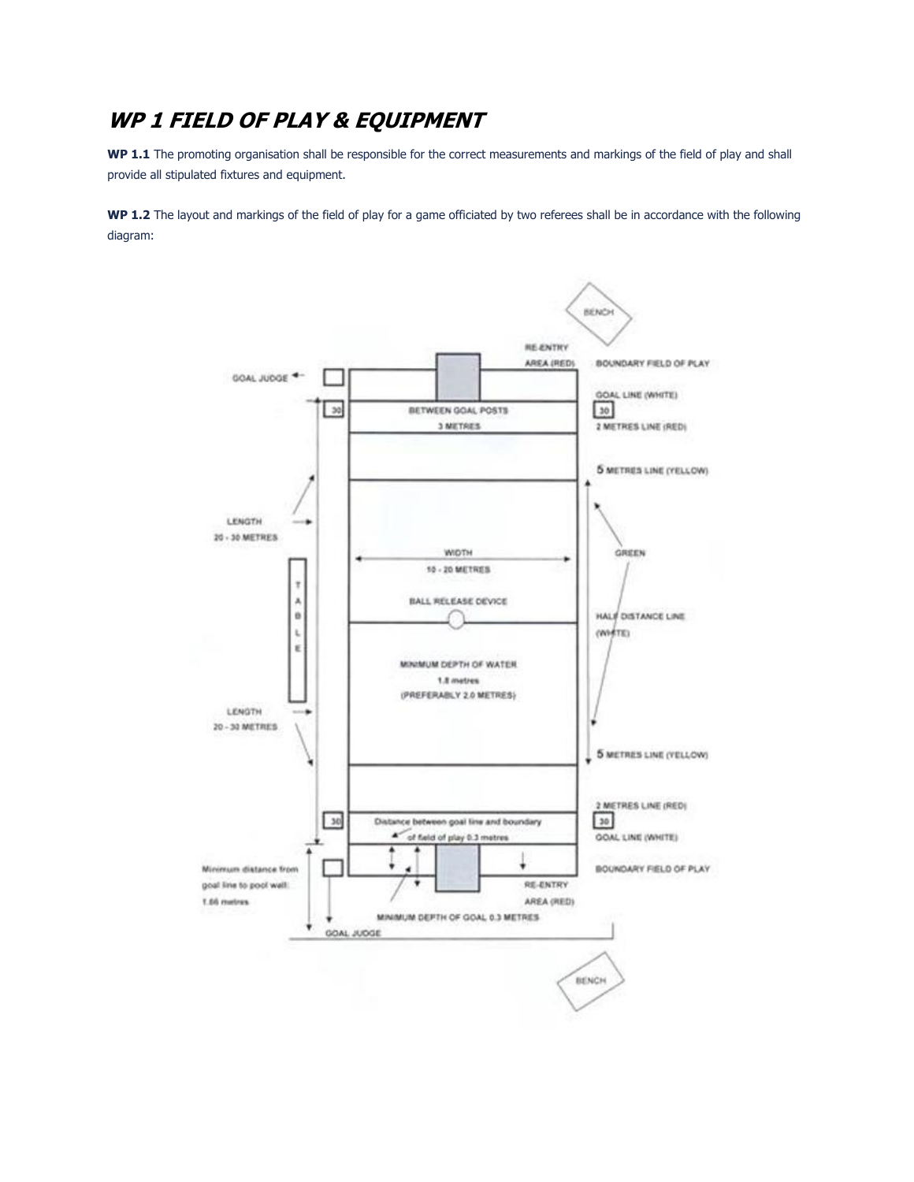# WP 1 FIELD OF PLAY & EQUIPMENT

**WP 1.1** The promoting organisation shall be responsible for the correct measurements and markings of the field of play and shall provide all stipulated fixtures and equipment.

**WP 1.2** The layout and markings of the field of play for a game officiated by two referees shall be in accordance with the following diagram:

BENCH

RE-ENTRY AREA (RED)

BOUNDARY FIELD OF PLAY

GOAL JUDGE

GOAL LINE (WHITE)

30

BETWEEN GOAL POSTS 3 METRES

2 METRES LINE (RED)

5 METRES LINE (YELLOW)

LENGTH 20 - 30 METRES

WIDTH 10 - 20 METRES

GREEN

TABLE

BALL RELEASE DEVICE

HALF DISTANCE LINE (WHITE)

MINIMUM DEPTH OF WATER 1.8 metres (PREFERABLY 2.0 METRES)

LENGTH 20 - 30 METRES

5 METRES LINE (YELLOW)

2 METRES LINE (RED)

30

Distance between goal line and boundary of field of play 0.3 metres

GOAL LINE (WHITE)

BOUNDARY FIELD OF PLAY

Minimum distance from goal line to pool wall: 1.66 metres

RE-ENTRY AREA (RED)

MINIMUM DEPTH OF GOAL 0.3 METRES

GOAL JUDGE

BENCH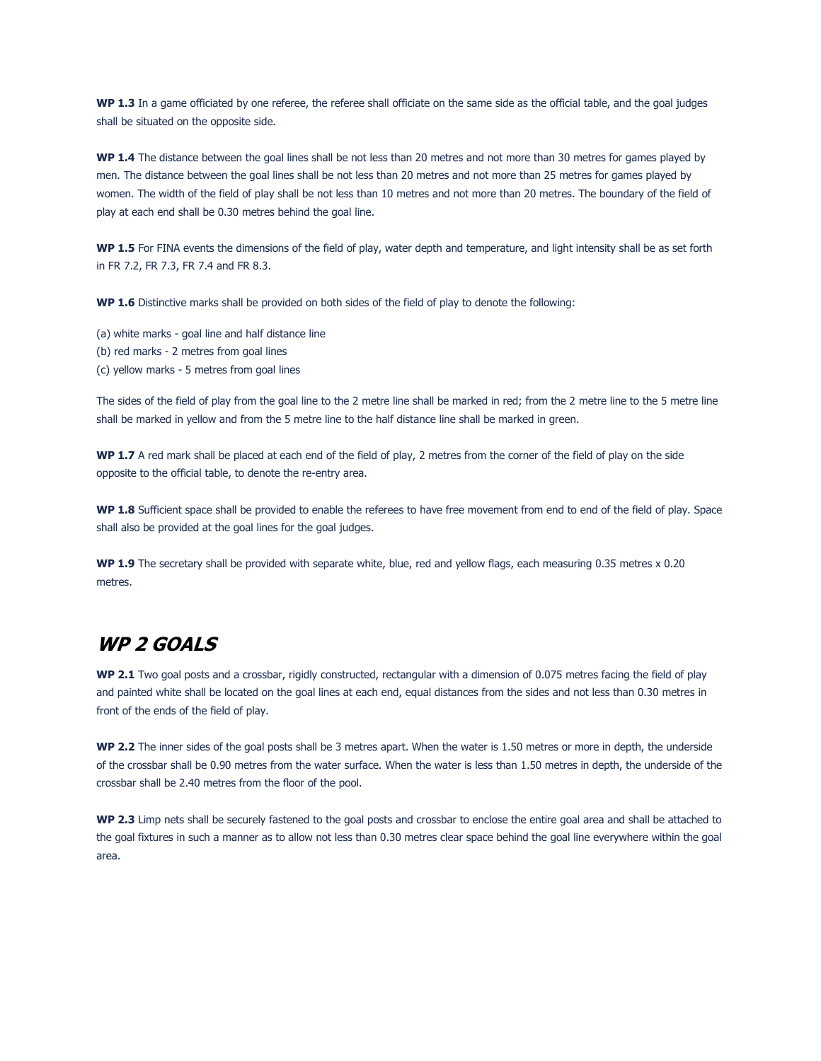**WP 1.3** In a game officiated by one referee, the referee shall officiate on the same side as the official table, and the goal judges shall be situated on the opposite side.

**WP 1.4** The distance between the goal lines shall be not less than 20 metres and not more than 30 metres for games played by men. The distance between the goal lines shall be not less than 20 metres and not more than 25 metres for games played by women. The width of the field of play shall be not less than 10 metres and not more than 20 metres. The boundary of the field of play at each end shall be 0.30 metres behind the goal line.

**WP 1.5** For FINA events the dimensions of the field of play, water depth and temperature, and light intensity shall be as set forth in FR 7.2, FR 7.3, FR 7.4 and FR 8.3.

**WP 1.6** Distinctive marks shall be provided on both sides of the field of play to denote the following:

(a) white marks - goal line and half distance line
(b) red marks - 2 metres from goal lines
(c) yellow marks - 5 metres from goal lines

The sides of the field of play from the goal line to the 2 metre line shall be marked in red; from the 2 metre line to the 5 metre line shall be marked in yellow and from the 5 metre line to the half distance line shall be marked in green.

**WP 1.7** A red mark shall be placed at each end of the field of play, 2 metres from the corner of the field of play on the side opposite to the official table, to denote the re-entry area.

**WP 1.8** Sufficient space shall be provided to enable the referees to have free movement from end to end of the field of play. Space shall also be provided at the goal lines for the goal judges.

**WP 1.9** The secretary shall be provided with separate white, blue, red and yellow flags, each measuring 0.35 metres x 0.20 metres.

## *WP 2 GOALS*

**WP 2.1** Two goal posts and a crossbar, rigidly constructed, rectangular with a dimension of 0.075 metres facing the field of play and painted white shall be located on the goal lines at each end, equal distances from the sides and not less than 0.30 metres in front of the ends of the field of play.

**WP 2.2** The inner sides of the goal posts shall be 3 metres apart. When the water is 1.50 metres or more in depth, the underside of the crossbar shall be 0.90 metres from the water surface. When the water is less than 1.50 metres in depth, the underside of the crossbar shall be 2.40 metres from the floor of the pool.

**WP 2.3** Limp nets shall be securely fastened to the goal posts and crossbar to enclose the entire goal area and shall be attached to the goal fixtures in such a manner as to allow not less than 0.30 metres clear space behind the goal line everywhere within the goal area.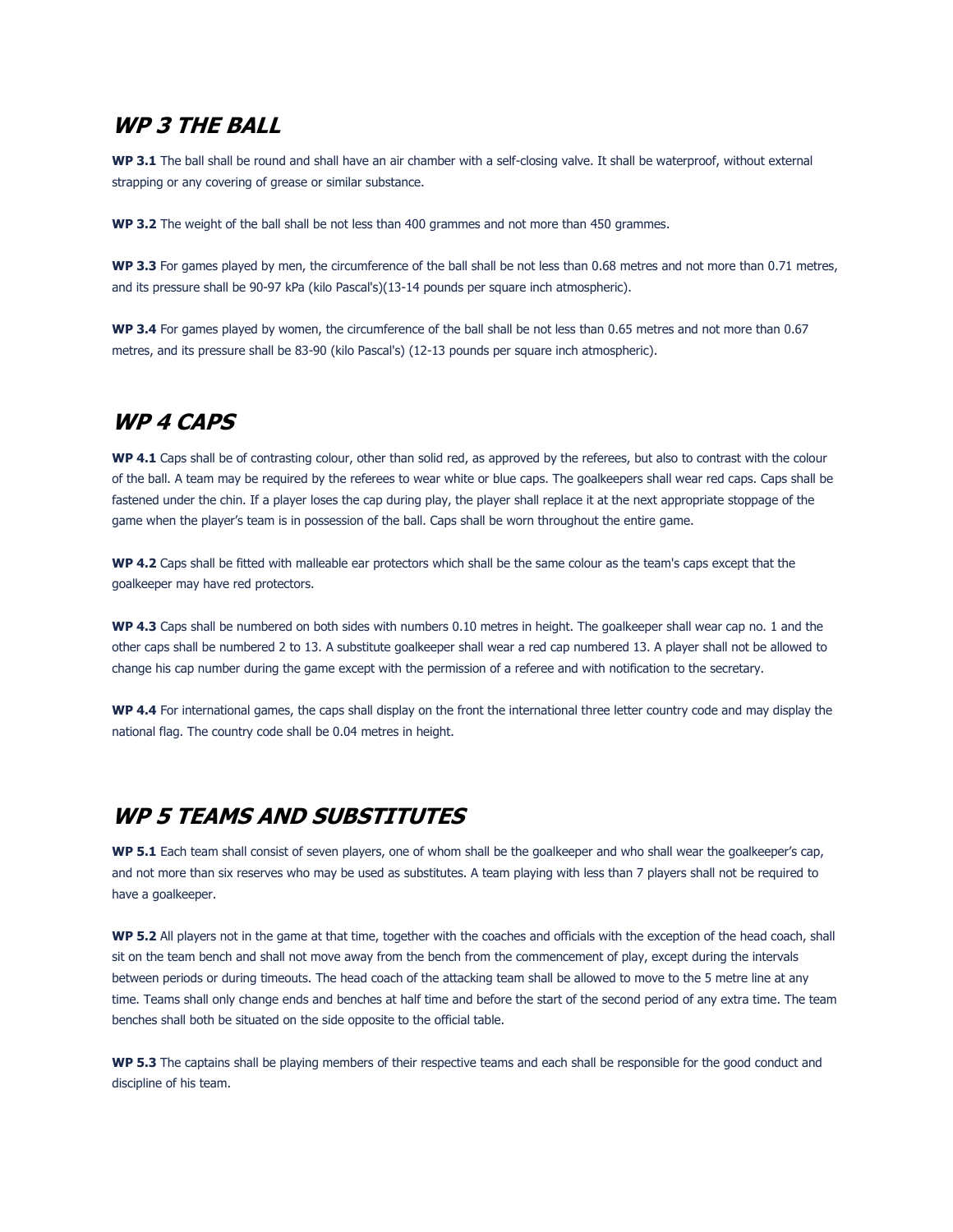## *WP 3 THE BALL*

**WP 3.1** The ball shall be round and shall have an air chamber with a self-closing valve. It shall be waterproof, without external strapping or any covering of grease or similar substance.

**WP 3.2** The weight of the ball shall be not less than 400 grammes and not more than 450 grammes.

**WP 3.3** For games played by men, the circumference of the ball shall be not less than 0.68 metres and not more than 0.71 metres, and its pressure shall be 90-97 kPa (kilo Pascal's)(13-14 pounds per square inch atmospheric).

**WP 3.4** For games played by women, the circumference of the ball shall be not less than 0.65 metres and not more than 0.67 metres, and its pressure shall be 83-90 (kilo Pascal's) (12-13 pounds per square inch atmospheric).

## *WP 4 CAPS*

**WP 4.1** Caps shall be of contrasting colour, other than solid red, as approved by the referees, but also to contrast with the colour of the ball. A team may be required by the referees to wear white or blue caps. The goalkeepers shall wear red caps. Caps shall be fastened under the chin. If a player loses the cap during play, the player shall replace it at the next appropriate stoppage of the game when the player's team is in possession of the ball. Caps shall be worn throughout the entire game.

**WP 4.2** Caps shall be fitted with malleable ear protectors which shall be the same colour as the team's caps except that the goalkeeper may have red protectors.

**WP 4.3** Caps shall be numbered on both sides with numbers 0.10 metres in height. The goalkeeper shall wear cap no. 1 and the other caps shall be numbered 2 to 13. A substitute goalkeeper shall wear a red cap numbered 13. A player shall not be allowed to change his cap number during the game except with the permission of a referee and with notification to the secretary.

**WP 4.4** For international games, the caps shall display on the front the international three letter country code and may display the national flag. The country code shall be 0.04 metres in height.

## *WP 5 TEAMS AND SUBSTITUTES*

**WP 5.1** Each team shall consist of seven players, one of whom shall be the goalkeeper and who shall wear the goalkeeper's cap, and not more than six reserves who may be used as substitutes. A team playing with less than 7 players shall not be required to have a goalkeeper.

**WP 5.2** All players not in the game at that time, together with the coaches and officials with the exception of the head coach, shall sit on the team bench and shall not move away from the bench from the commencement of play, except during the intervals between periods or during timeouts. The head coach of the attacking team shall be allowed to move to the 5 metre line at any time. Teams shall only change ends and benches at half time and before the start of the second period of any extra time. The team benches shall both be situated on the side opposite to the official table.

**WP 5.3** The captains shall be playing members of their respective teams and each shall be responsible for the good conduct and discipline of his team.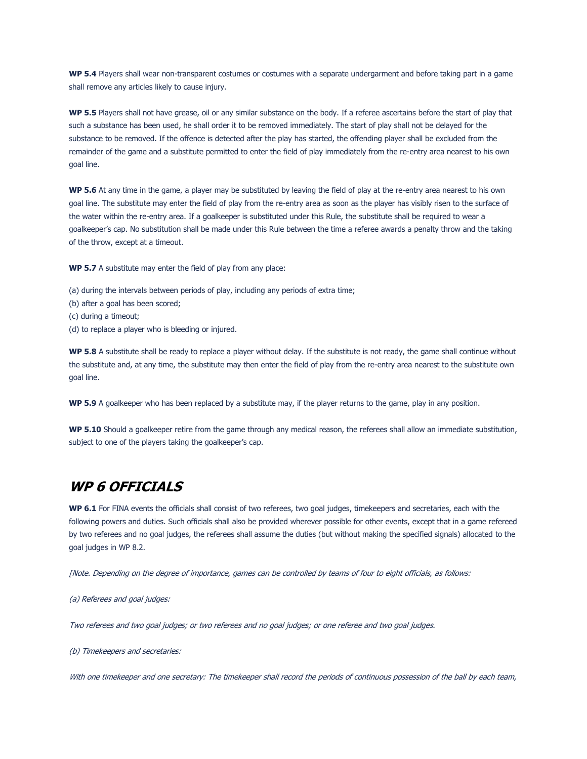**WP 5.4** Players shall wear non-transparent costumes or costumes with a separate undergarment and before taking part in a game shall remove any articles likely to cause injury.

**WP 5.5** Players shall not have grease, oil or any similar substance on the body. If a referee ascertains before the start of play that such a substance has been used, he shall order it to be removed immediately. The start of play shall not be delayed for the substance to be removed. If the offence is detected after the play has started, the offending player shall be excluded from the remainder of the game and a substitute permitted to enter the field of play immediately from the re-entry area nearest to his own goal line.

**WP 5.6** At any time in the game, a player may be substituted by leaving the field of play at the re-entry area nearest to his own goal line. The substitute may enter the field of play from the re-entry area as soon as the player has visibly risen to the surface of the water within the re-entry area. If a goalkeeper is substituted under this Rule, the substitute shall be required to wear a goalkeeper's cap. No substitution shall be made under this Rule between the time a referee awards a penalty throw and the taking of the throw, except at a timeout.

**WP 5.7** A substitute may enter the field of play from any place:

(a) during the intervals between periods of play, including any periods of extra time;
(b) after a goal has been scored;
(c) during a timeout;
(d) to replace a player who is bleeding or injured.

**WP 5.8** A substitute shall be ready to replace a player without delay. If the substitute is not ready, the game shall continue without the substitute and, at any time, the substitute may then enter the field of play from the re-entry area nearest to the substitute own goal line.

**WP 5.9** A goalkeeper who has been replaced by a substitute may, if the player returns to the game, play in any position.

**WP 5.10** Should a goalkeeper retire from the game through any medical reason, the referees shall allow an immediate substitution, subject to one of the players taking the goalkeeper's cap.

## WP 6 OFFICIALS

**WP 6.1** For FINA events the officials shall consist of two referees, two goal judges, timekeepers and secretaries, each with the following powers and duties. Such officials shall also be provided wherever possible for other events, except that in a game refereed by two referees and no goal judges, the referees shall assume the duties (but without making the specified signals) allocated to the goal judges in WP 8.2.

*[Note. Depending on the degree of importance, games can be controlled by teams of four to eight officials, as follows:*

*(a) Referees and goal judges:*

*Two referees and two goal judges; or two referees and no goal judges; or one referee and two goal judges.*

*(b) Timekeepers and secretaries:*

*With one timekeeper and one secretary: The timekeeper shall record the periods of continuous possession of the ball by each team,*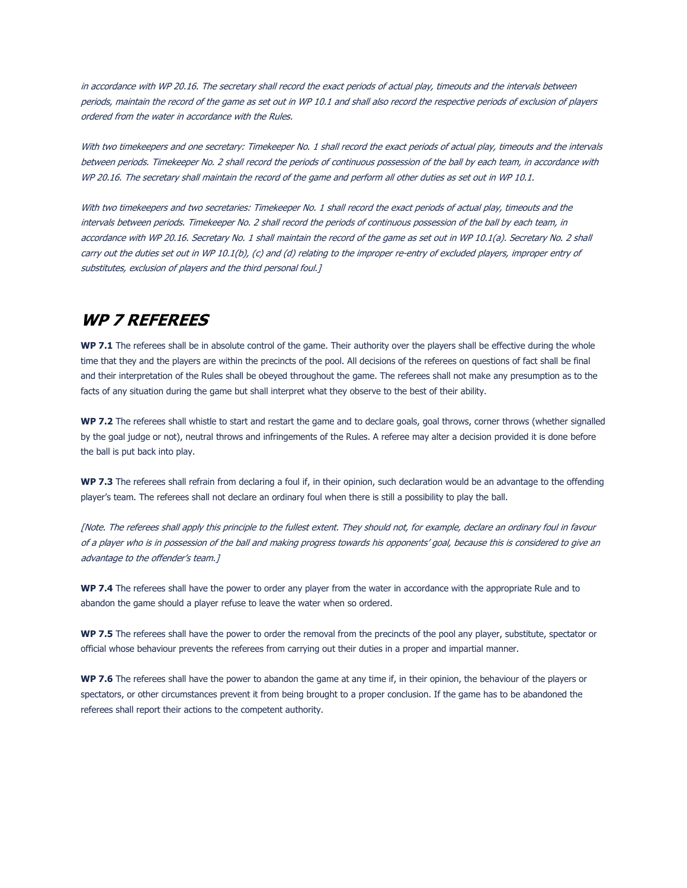*in accordance with WP 20.16. The secretary shall record the exact periods of actual play, timeouts and the intervals between periods, maintain the record of the game as set out in WP 10.1 and shall also record the respective periods of exclusion of players ordered from the water in accordance with the Rules.*

*With two timekeepers and one secretary: Timekeeper No. 1 shall record the exact periods of actual play, timeouts and the intervals between periods. Timekeeper No. 2 shall record the periods of continuous possession of the ball by each team, in accordance with WP 20.16. The secretary shall maintain the record of the game and perform all other duties as set out in WP 10.1.*

*With two timekeepers and two secretaries: Timekeeper No. 1 shall record the exact periods of actual play, timeouts and the intervals between periods. Timekeeper No. 2 shall record the periods of continuous possession of the ball by each team, in accordance with WP 20.16. Secretary No. 1 shall maintain the record of the game as set out in WP 10.1(a). Secretary No. 2 shall carry out the duties set out in WP 10.1(b), (c) and (d) relating to the improper re-entry of excluded players, improper entry of substitutes, exclusion of players and the third personal foul.]*

## *WP 7 REFEREES*

**WP 7.1** The referees shall be in absolute control of the game. Their authority over the players shall be effective during the whole time that they and the players are within the precincts of the pool. All decisions of the referees on questions of fact shall be final and their interpretation of the Rules shall be obeyed throughout the game. The referees shall not make any presumption as to the facts of any situation during the game but shall interpret what they observe to the best of their ability.

**WP 7.2** The referees shall whistle to start and restart the game and to declare goals, goal throws, corner throws (whether signalled by the goal judge or not), neutral throws and infringements of the Rules. A referee may alter a decision provided it is done before the ball is put back into play.

**WP 7.3** The referees shall refrain from declaring a foul if, in their opinion, such declaration would be an advantage to the offending player's team. The referees shall not declare an ordinary foul when there is still a possibility to play the ball.

*[Note. The referees shall apply this principle to the fullest extent. They should not, for example, declare an ordinary foul in favour of a player who is in possession of the ball and making progress towards his opponents' goal, because this is considered to give an advantage to the offender's team.]*

**WP 7.4** The referees shall have the power to order any player from the water in accordance with the appropriate Rule and to abandon the game should a player refuse to leave the water when so ordered.

**WP 7.5** The referees shall have the power to order the removal from the precincts of the pool any player, substitute, spectator or official whose behaviour prevents the referees from carrying out their duties in a proper and impartial manner.

**WP 7.6** The referees shall have the power to abandon the game at any time if, in their opinion, the behaviour of the players or spectators, or other circumstances prevent it from being brought to a proper conclusion. If the game has to be abandoned the referees shall report their actions to the competent authority.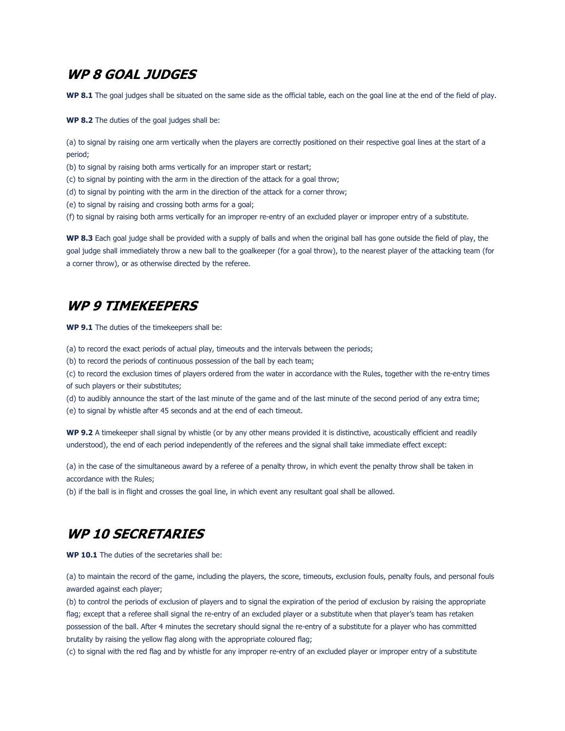## *WP 8 GOAL JUDGES*

**WP 8.1** The goal judges shall be situated on the same side as the official table, each on the goal line at the end of the field of play.

**WP 8.2** The duties of the goal judges shall be:

(a) to signal by raising one arm vertically when the players are correctly positioned on their respective goal lines at the start of a period;
(b) to signal by raising both arms vertically for an improper start or restart;
(c) to signal by pointing with the arm in the direction of the attack for a goal throw;
(d) to signal by pointing with the arm in the direction of the attack for a corner throw;
(e) to signal by raising and crossing both arms for a goal;
(f) to signal by raising both arms vertically for an improper re-entry of an excluded player or improper entry of a substitute.

**WP 8.3** Each goal judge shall be provided with a supply of balls and when the original ball has gone outside the field of play, the goal judge shall immediately throw a new ball to the goalkeeper (for a goal throw), to the nearest player of the attacking team (for a corner throw), or as otherwise directed by the referee.

## *WP 9 TIMEKEEPERS*

**WP 9.1** The duties of the timekeepers shall be:

(a) to record the exact periods of actual play, timeouts and the intervals between the periods;
(b) to record the periods of continuous possession of the ball by each team;
(c) to record the exclusion times of players ordered from the water in accordance with the Rules, together with the re-entry times of such players or their substitutes;
(d) to audibly announce the start of the last minute of the game and of the last minute of the second period of any extra time;
(e) to signal by whistle after 45 seconds and at the end of each timeout.

**WP 9.2** A timekeeper shall signal by whistle (or by any other means provided it is distinctive, acoustically efficient and readily understood), the end of each period independently of the referees and the signal shall take immediate effect except:

(a) in the case of the simultaneous award by a referee of a penalty throw, in which event the penalty throw shall be taken in accordance with the Rules;
(b) if the ball is in flight and crosses the goal line, in which event any resultant goal shall be allowed.

## *WP 10 SECRETARIES*

**WP 10.1** The duties of the secretaries shall be:

(a) to maintain the record of the game, including the players, the score, timeouts, exclusion fouls, penalty fouls, and personal fouls awarded against each player;
(b) to control the periods of exclusion of players and to signal the expiration of the period of exclusion by raising the appropriate flag; except that a referee shall signal the re-entry of an excluded player or a substitute when that player's team has retaken possession of the ball. After 4 minutes the secretary should signal the re-entry of a substitute for a player who has committed brutality by raising the yellow flag along with the appropriate coloured flag;
(c) to signal with the red flag and by whistle for any improper re-entry of an excluded player or improper entry of a substitute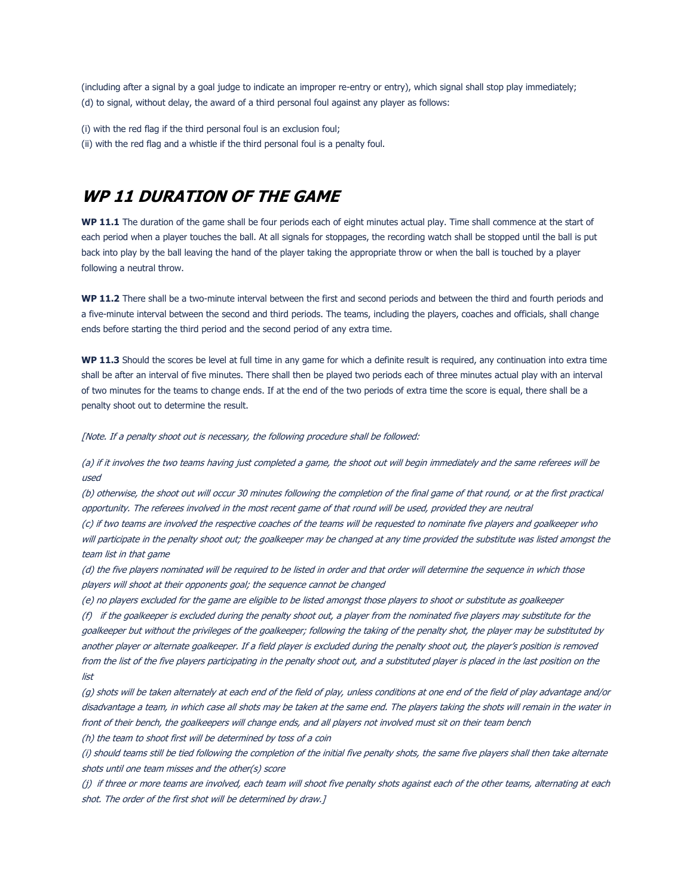(including after a signal by a goal judge to indicate an improper re-entry or entry), which signal shall stop play immediately;
(d) to signal, without delay, the award of a third personal foul against any player as follows:

(i) with the red flag if the third personal foul is an exclusion foul;
(ii) with the red flag and a whistle if the third personal foul is a penalty foul.

## *WP 11 DURATION OF THE GAME*

**WP 11.1** The duration of the game shall be four periods each of eight minutes actual play. Time shall commence at the start of each period when a player touches the ball. At all signals for stoppages, the recording watch shall be stopped until the ball is put back into play by the ball leaving the hand of the player taking the appropriate throw or when the ball is touched by a player following a neutral throw.

**WP 11.2** There shall be a two-minute interval between the first and second periods and between the third and fourth periods and a five-minute interval between the second and third periods. The teams, including the players, coaches and officials, shall change ends before starting the third period and the second period of any extra time.

**WP 11.3** Should the scores be level at full time in any game for which a definite result is required, any continuation into extra time shall be after an interval of five minutes. There shall then be played two periods each of three minutes actual play with an interval of two minutes for the teams to change ends. If at the end of the two periods of extra time the score is equal, there shall be a penalty shoot out to determine the result.

*[Note. If a penalty shoot out is necessary, the following procedure shall be followed:*

*(a) if it involves the two teams having just completed a game, the shoot out will begin immediately and the same referees will be used*
*(b) otherwise, the shoot out will occur 30 minutes following the completion of the final game of that round, or at the first practical opportunity. The referees involved in the most recent game of that round will be used, provided they are neutral*
*(c) if two teams are involved the respective coaches of the teams will be requested to nominate five players and goalkeeper who will participate in the penalty shoot out; the goalkeeper may be changed at any time provided the substitute was listed amongst the team list in that game*
*(d) the five players nominated will be required to be listed in order and that order will determine the sequence in which those players will shoot at their opponents goal; the sequence cannot be changed*
*(e) no players excluded for the game are eligible to be listed amongst those players to shoot or substitute as goalkeeper*
*(f) if the goalkeeper is excluded during the penalty shoot out, a player from the nominated five players may substitute for the goalkeeper but without the privileges of the goalkeeper; following the taking of the penalty shot, the player may be substituted by another player or alternate goalkeeper. If a field player is excluded during the penalty shoot out, the player's position is removed from the list of the five players participating in the penalty shoot out, and a substituted player is placed in the last position on the list*
*(g) shots will be taken alternately at each end of the field of play, unless conditions at one end of the field of play advantage and/or disadvantage a team, in which case all shots may be taken at the same end. The players taking the shots will remain in the water in front of their bench, the goalkeepers will change ends, and all players not involved must sit on their team bench*
*(h) the team to shoot first will be determined by toss of a coin*
*(i) should teams still be tied following the completion of the initial five penalty shots, the same five players shall then take alternate shots until one team misses and the other(s) score*
*(j) if three or more teams are involved, each team will shoot five penalty shots against each of the other teams, alternating at each shot. The order of the first shot will be determined by draw.]*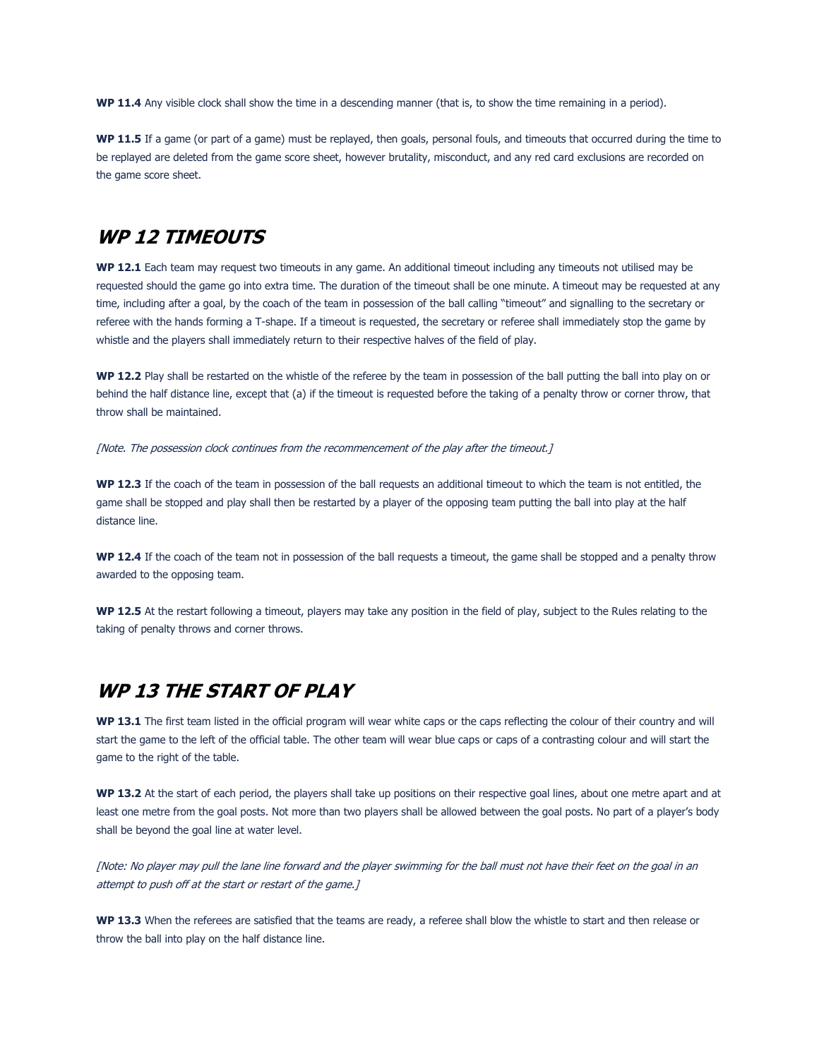**WP 11.4** Any visible clock shall show the time in a descending manner (that is, to show the time remaining in a period).

**WP 11.5** If a game (or part of a game) must be replayed, then goals, personal fouls, and timeouts that occurred during the time to be replayed are deleted from the game score sheet, however brutality, misconduct, and any red card exclusions are recorded on the game score sheet.

## *WP 12 TIMEOUTS*

**WP 12.1** Each team may request two timeouts in any game. An additional timeout including any timeouts not utilised may be requested should the game go into extra time. The duration of the timeout shall be one minute. A timeout may be requested at any time, including after a goal, by the coach of the team in possession of the ball calling "timeout" and signalling to the secretary or referee with the hands forming a T-shape. If a timeout is requested, the secretary or referee shall immediately stop the game by whistle and the players shall immediately return to their respective halves of the field of play.

**WP 12.2** Play shall be restarted on the whistle of the referee by the team in possession of the ball putting the ball into play on or behind the half distance line, except that (a) if the timeout is requested before the taking of a penalty throw or corner throw, that throw shall be maintained.

*[Note. The possession clock continues from the recommencement of the play after the timeout.]*

**WP 12.3** If the coach of the team in possession of the ball requests an additional timeout to which the team is not entitled, the game shall be stopped and play shall then be restarted by a player of the opposing team putting the ball into play at the half distance line.

**WP 12.4** If the coach of the team not in possession of the ball requests a timeout, the game shall be stopped and a penalty throw awarded to the opposing team.

**WP 12.5** At the restart following a timeout, players may take any position in the field of play, subject to the Rules relating to the taking of penalty throws and corner throws.

## *WP 13 THE START OF PLAY*

**WP 13.1** The first team listed in the official program will wear white caps or the caps reflecting the colour of their country and will start the game to the left of the official table. The other team will wear blue caps or caps of a contrasting colour and will start the game to the right of the table.

**WP 13.2** At the start of each period, the players shall take up positions on their respective goal lines, about one metre apart and at least one metre from the goal posts. Not more than two players shall be allowed between the goal posts. No part of a player's body shall be beyond the goal line at water level.

*[Note: No player may pull the lane line forward and the player swimming for the ball must not have their feet on the goal in an attempt to push off at the start or restart of the game.]*

**WP 13.3** When the referees are satisfied that the teams are ready, a referee shall blow the whistle to start and then release or throw the ball into play on the half distance line.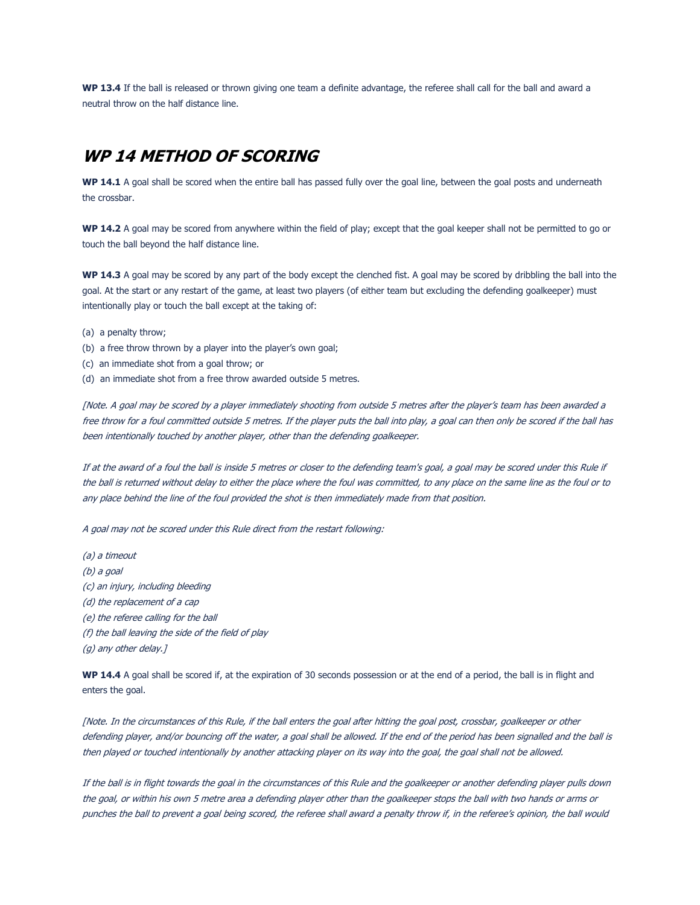**WP 13.4** If the ball is released or thrown giving one team a definite advantage, the referee shall call for the ball and award a neutral throw on the half distance line.

## *WP 14 METHOD OF SCORING*

**WP 14.1** A goal shall be scored when the entire ball has passed fully over the goal line, between the goal posts and underneath the crossbar.

**WP 14.2** A goal may be scored from anywhere within the field of play; except that the goal keeper shall not be permitted to go or touch the ball beyond the half distance line.

**WP 14.3** A goal may be scored by any part of the body except the clenched fist. A goal may be scored by dribbling the ball into the goal. At the start or any restart of the game, at least two players (of either team but excluding the defending goalkeeper) must intentionally play or touch the ball except at the taking of:

(a) a penalty throw;
(b) a free throw thrown by a player into the player's own goal;
(c) an immediate shot from a goal throw; or
(d) an immediate shot from a free throw awarded outside 5 metres.

*[Note. A goal may be scored by a player immediately shooting from outside 5 metres after the player's team has been awarded a free throw for a foul committed outside 5 metres. If the player puts the ball into play, a goal can then only be scored if the ball has been intentionally touched by another player, other than the defending goalkeeper.*

*If at the award of a foul the ball is inside 5 metres or closer to the defending team's goal, a goal may be scored under this Rule if the ball is returned without delay to either the place where the foul was committed, to any place on the same line as the foul or to any place behind the line of the foul provided the shot is then immediately made from that position.*

*A goal may not be scored under this Rule direct from the restart following:*

*(a) a timeout*
*(b) a goal*
*(c) an injury, including bleeding*
*(d) the replacement of a cap*
*(e) the referee calling for the ball*
*(f) the ball leaving the side of the field of play*
*(g) any other delay.]*

**WP 14.4** A goal shall be scored if, at the expiration of 30 seconds possession or at the end of a period, the ball is in flight and enters the goal.

*[Note. In the circumstances of this Rule, if the ball enters the goal after hitting the goal post, crossbar, goalkeeper or other defending player, and/or bouncing off the water, a goal shall be allowed. If the end of the period has been signalled and the ball is then played or touched intentionally by another attacking player on its way into the goal, the goal shall not be allowed.*

*If the ball is in flight towards the goal in the circumstances of this Rule and the goalkeeper or another defending player pulls down the goal, or within his own 5 metre area a defending player other than the goalkeeper stops the ball with two hands or arms or punches the ball to prevent a goal being scored, the referee shall award a penalty throw if, in the referee's opinion, the ball would*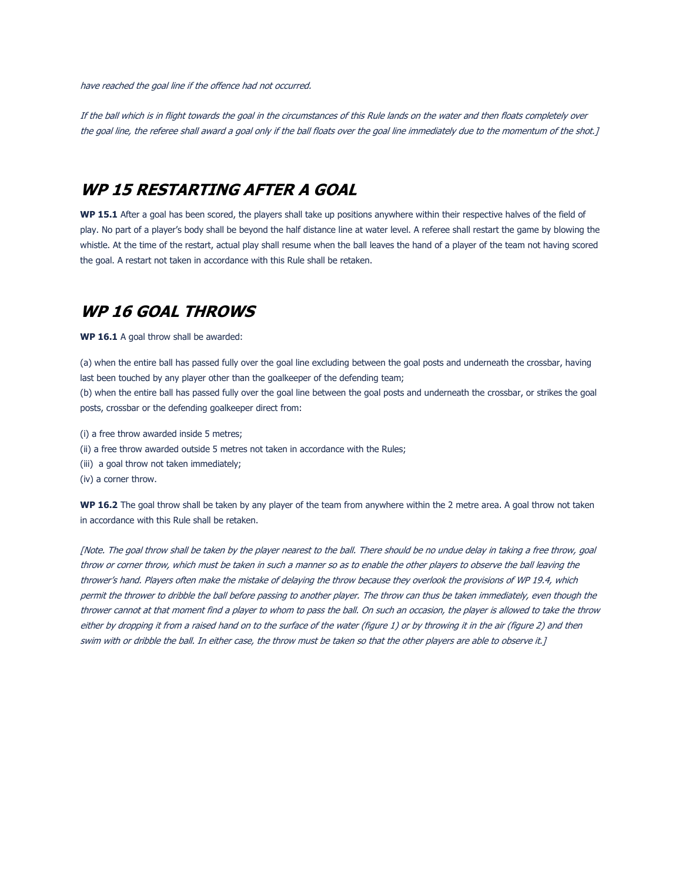*have reached the goal line if the offence had not occurred.*

*If the ball which is in flight towards the goal in the circumstances of this Rule lands on the water and then floats completely over the goal line, the referee shall award a goal only if the ball floats over the goal line immediately due to the momentum of the shot.]*

## *WP 15 RESTARTING AFTER A GOAL*

**WP 15.1** After a goal has been scored, the players shall take up positions anywhere within their respective halves of the field of play. No part of a player's body shall be beyond the half distance line at water level. A referee shall restart the game by blowing the whistle. At the time of the restart, actual play shall resume when the ball leaves the hand of a player of the team not having scored the goal. A restart not taken in accordance with this Rule shall be retaken.

## *WP 16 GOAL THROWS*

**WP 16.1** A goal throw shall be awarded:

(a) when the entire ball has passed fully over the goal line excluding between the goal posts and underneath the crossbar, having last been touched by any player other than the goalkeeper of the defending team;
(b) when the entire ball has passed fully over the goal line between the goal posts and underneath the crossbar, or strikes the goal posts, crossbar or the defending goalkeeper direct from:

(i) a free throw awarded inside 5 metres;
(ii) a free throw awarded outside 5 metres not taken in accordance with the Rules;
(iii) a goal throw not taken immediately;
(iv) a corner throw.

**WP 16.2** The goal throw shall be taken by any player of the team from anywhere within the 2 metre area. A goal throw not taken in accordance with this Rule shall be retaken.

*[Note. The goal throw shall be taken by the player nearest to the ball. There should be no undue delay in taking a free throw, goal throw or corner throw, which must be taken in such a manner so as to enable the other players to observe the ball leaving the thrower's hand. Players often make the mistake of delaying the throw because they overlook the provisions of WP 19.4, which permit the thrower to dribble the ball before passing to another player. The throw can thus be taken immediately, even though the thrower cannot at that moment find a player to whom to pass the ball. On such an occasion, the player is allowed to take the throw either by dropping it from a raised hand on to the surface of the water (figure 1) or by throwing it in the air (figure 2) and then swim with or dribble the ball. In either case, the throw must be taken so that the other players are able to observe it.]*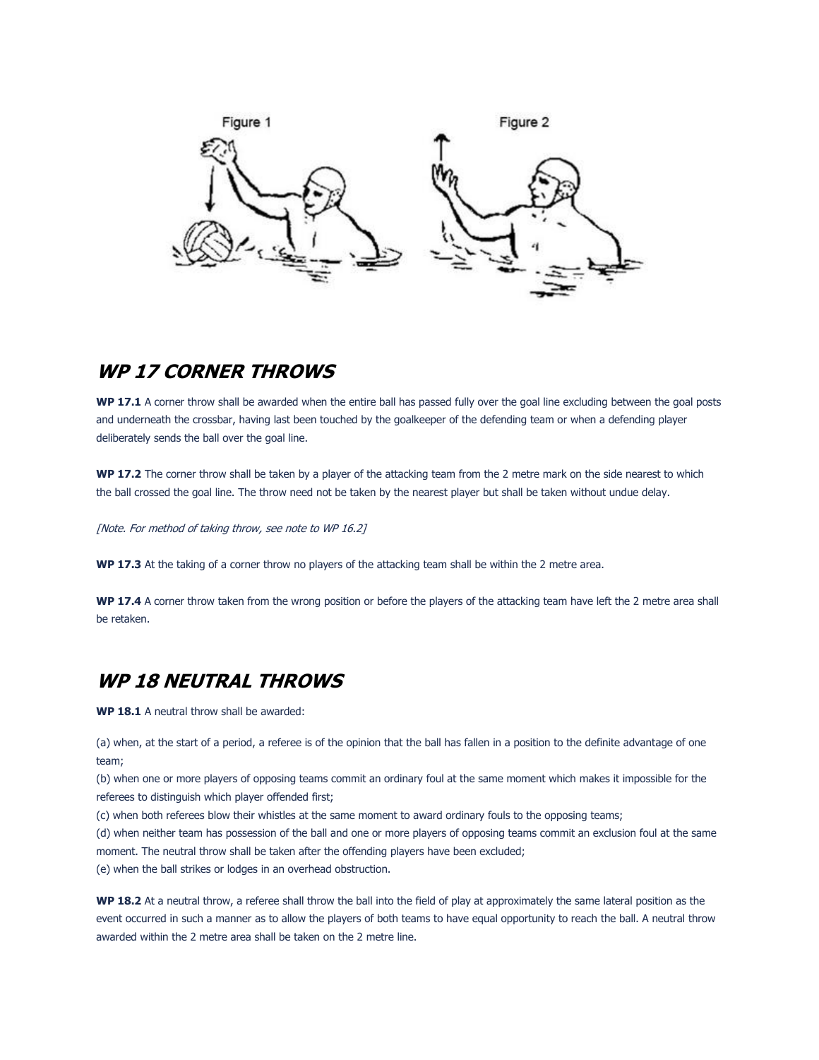Figure 1

Figure 2

## WP 17 CORNER THROWS

**WP 17.1** A corner throw shall be awarded when the entire ball has passed fully over the goal line excluding between the goal posts and underneath the crossbar, having last been touched by the goalkeeper of the defending team or when a defending player deliberately sends the ball over the goal line.

**WP 17.2** The corner throw shall be taken by a player of the attacking team from the 2 metre mark on the side nearest to which the ball crossed the goal line. The throw need not be taken by the nearest player but shall be taken without undue delay.

*[Note. For method of taking throw, see note to WP 16.2]*

**WP 17.3** At the taking of a corner throw no players of the attacking team shall be within the 2 metre area.

**WP 17.4** A corner throw taken from the wrong position or before the players of the attacking team have left the 2 metre area shall be retaken.

## WP 18 NEUTRAL THROWS

**WP 18.1** A neutral throw shall be awarded:

(a) when, at the start of a period, a referee is of the opinion that the ball has fallen in a position to the definite advantage of one team;
(b) when one or more players of opposing teams commit an ordinary foul at the same moment which makes it impossible for the referees to distinguish which player offended first;
(c) when both referees blow their whistles at the same moment to award ordinary fouls to the opposing teams;
(d) when neither team has possession of the ball and one or more players of opposing teams commit an exclusion foul at the same moment. The neutral throw shall be taken after the offending players have been excluded;
(e) when the ball strikes or lodges in an overhead obstruction.

**WP 18.2** At a neutral throw, a referee shall throw the ball into the field of play at approximately the same lateral position as the event occurred in such a manner as to allow the players of both teams to have equal opportunity to reach the ball. A neutral throw awarded within the 2 metre area shall be taken on the 2 metre line.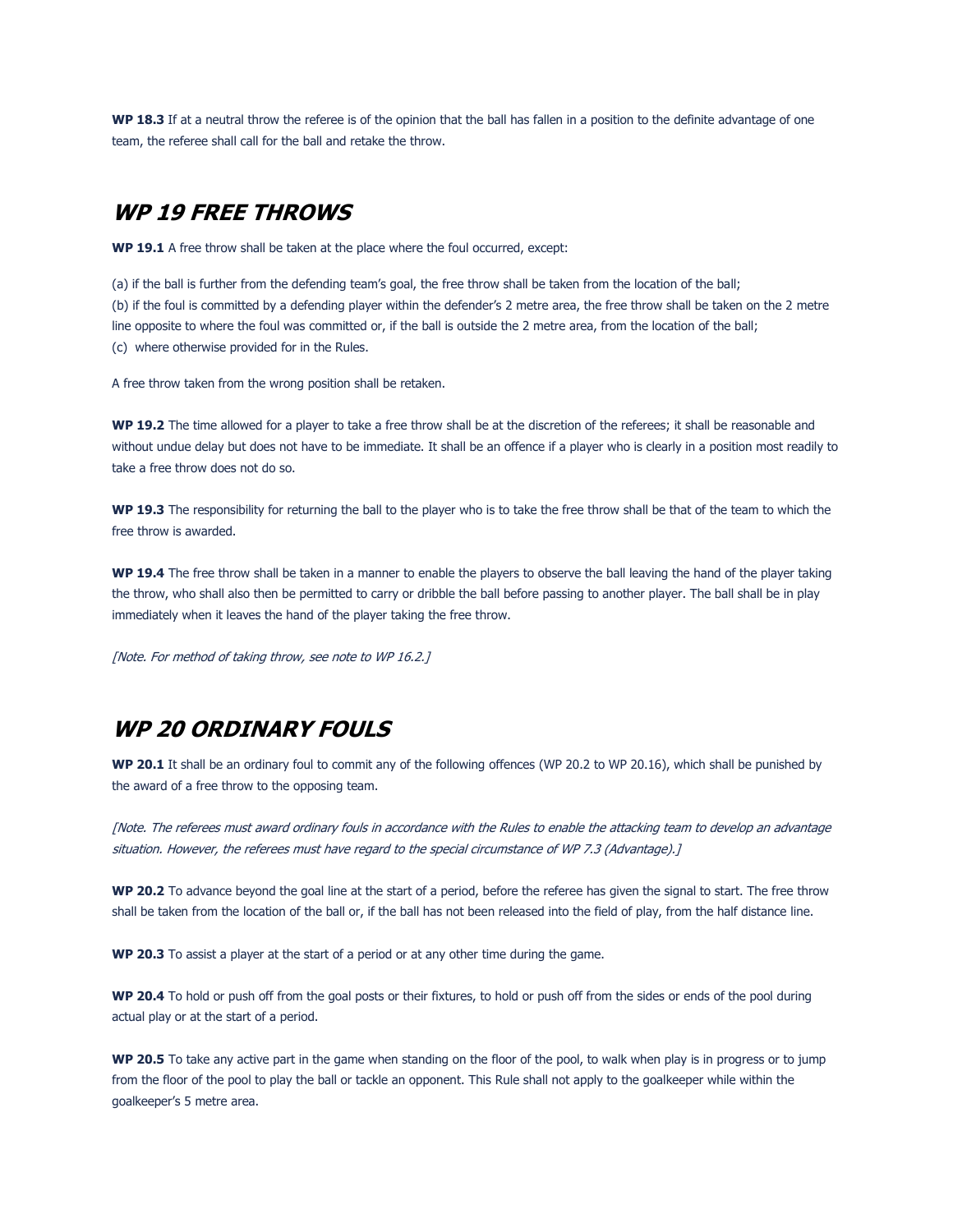**WP 18.3** If at a neutral throw the referee is of the opinion that the ball has fallen in a position to the definite advantage of one team, the referee shall call for the ball and retake the throw.

## *WP 19 FREE THROWS*

**WP 19.1** A free throw shall be taken at the place where the foul occurred, except:

(a) if the ball is further from the defending team's goal, the free throw shall be taken from the location of the ball;
(b) if the foul is committed by a defending player within the defender's 2 metre area, the free throw shall be taken on the 2 metre line opposite to where the foul was committed or, if the ball is outside the 2 metre area, from the location of the ball;
(c) where otherwise provided for in the Rules.

A free throw taken from the wrong position shall be retaken.

**WP 19.2** The time allowed for a player to take a free throw shall be at the discretion of the referees; it shall be reasonable and without undue delay but does not have to be immediate. It shall be an offence if a player who is clearly in a position most readily to take a free throw does not do so.

**WP 19.3** The responsibility for returning the ball to the player who is to take the free throw shall be that of the team to which the free throw is awarded.

**WP 19.4** The free throw shall be taken in a manner to enable the players to observe the ball leaving the hand of the player taking the throw, who shall also then be permitted to carry or dribble the ball before passing to another player. The ball shall be in play immediately when it leaves the hand of the player taking the free throw.

*[Note. For method of taking throw, see note to WP 16.2.]*

## *WP 20 ORDINARY FOULS*

**WP 20.1** It shall be an ordinary foul to commit any of the following offences (WP 20.2 to WP 20.16), which shall be punished by the award of a free throw to the opposing team.

*[Note. The referees must award ordinary fouls in accordance with the Rules to enable the attacking team to develop an advantage situation. However, the referees must have regard to the special circumstance of WP 7.3 (Advantage).]*

**WP 20.2** To advance beyond the goal line at the start of a period, before the referee has given the signal to start. The free throw shall be taken from the location of the ball or, if the ball has not been released into the field of play, from the half distance line.

**WP 20.3** To assist a player at the start of a period or at any other time during the game.

**WP 20.4** To hold or push off from the goal posts or their fixtures, to hold or push off from the sides or ends of the pool during actual play or at the start of a period.

**WP 20.5** To take any active part in the game when standing on the floor of the pool, to walk when play is in progress or to jump from the floor of the pool to play the ball or tackle an opponent. This Rule shall not apply to the goalkeeper while within the goalkeeper's 5 metre area.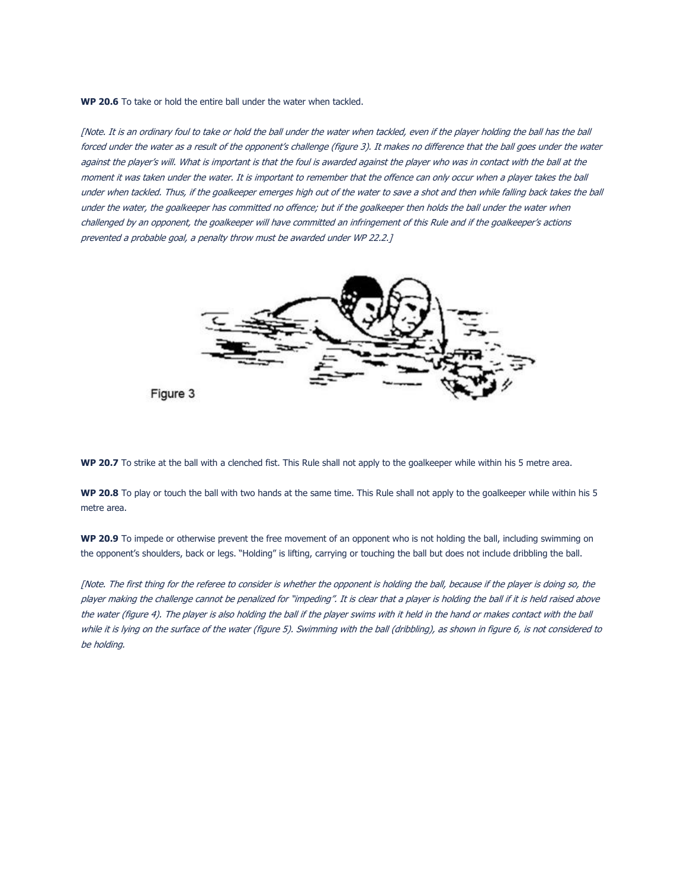**WP 20.6** To take or hold the entire ball under the water when tackled.

*[Note. It is an ordinary foul to take or hold the ball under the water when tackled, even if the player holding the ball has the ball forced under the water as a result of the opponent's challenge (figure 3). It makes no difference that the ball goes under the water against the player's will. What is important is that the foul is awarded against the player who was in contact with the ball at the moment it was taken under the water. It is important to remember that the offence can only occur when a player takes the ball under when tackled. Thus, if the goalkeeper emerges high out of the water to save a shot and then while falling back takes the ball under the water, the goalkeeper has committed no offence; but if the goalkeeper then holds the ball under the water when challenged by an opponent, the goalkeeper will have committed an infringement of this Rule and if the goalkeeper's actions prevented a probable goal, a penalty throw must be awarded under WP 22.2.]*

Figure 3

**WP 20.7** To strike at the ball with a clenched fist. This Rule shall not apply to the goalkeeper while within his 5 metre area.

**WP 20.8** To play or touch the ball with two hands at the same time. This Rule shall not apply to the goalkeeper while within his 5 metre area.

**WP 20.9** To impede or otherwise prevent the free movement of an opponent who is not holding the ball, including swimming on the opponent's shoulders, back or legs. "Holding" is lifting, carrying or touching the ball but does not include dribbling the ball.

*[Note. The first thing for the referee to consider is whether the opponent is holding the ball, because if the player is doing so, the player making the challenge cannot be penalized for "impeding". It is clear that a player is holding the ball if it is held raised above the water (figure 4). The player is also holding the ball if the player swims with it held in the hand or makes contact with the ball while it is lying on the surface of the water (figure 5). Swimming with the ball (dribbling), as shown in figure 6, is not considered to be holding.*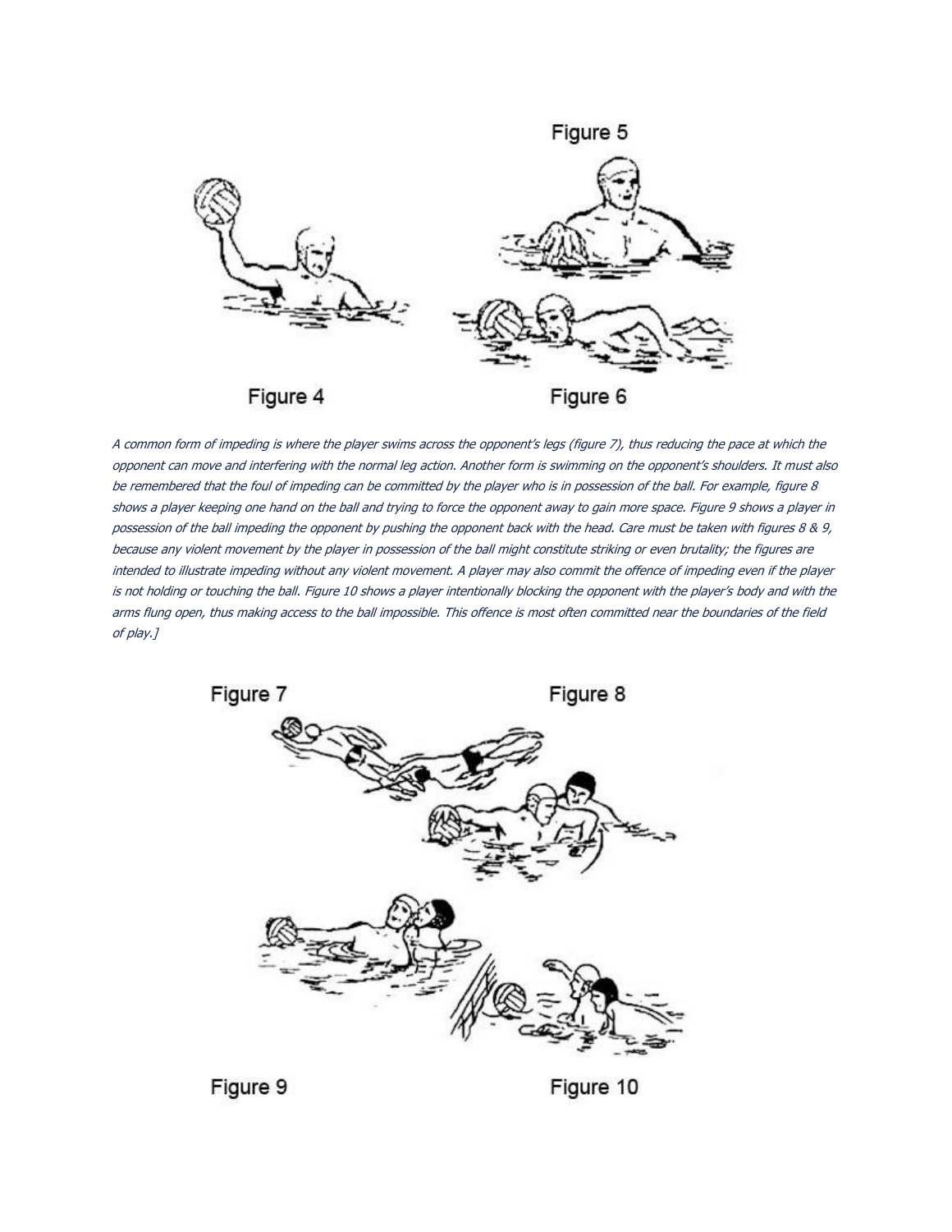Figure 5

Figure 4

Figure 6

*A common form of impeding is where the player swims across the opponent's legs (figure 7), thus reducing the pace at which the opponent can move and interfering with the normal leg action. Another form is swimming on the opponent's shoulders. It must also be remembered that the foul of impeding can be committed by the player who is in possession of the ball. For example, figure 8 shows a player keeping one hand on the ball and trying to force the opponent away to gain more space. Figure 9 shows a player in possession of the ball impeding the opponent by pushing the opponent back with the head. Care must be taken with figures 8 & 9, because any violent movement by the player in possession of the ball might constitute striking or even brutality; the figures are intended to illustrate impeding without any violent movement. A player may also commit the offence of impeding even if the player is not holding or touching the ball. Figure 10 shows a player intentionally blocking the opponent with the player's body and with the arms flung open, thus making access to the ball impossible. This offence is most often committed near the boundaries of the field of play.]*

Figure 7

Figure 8

Figure 9

Figure 10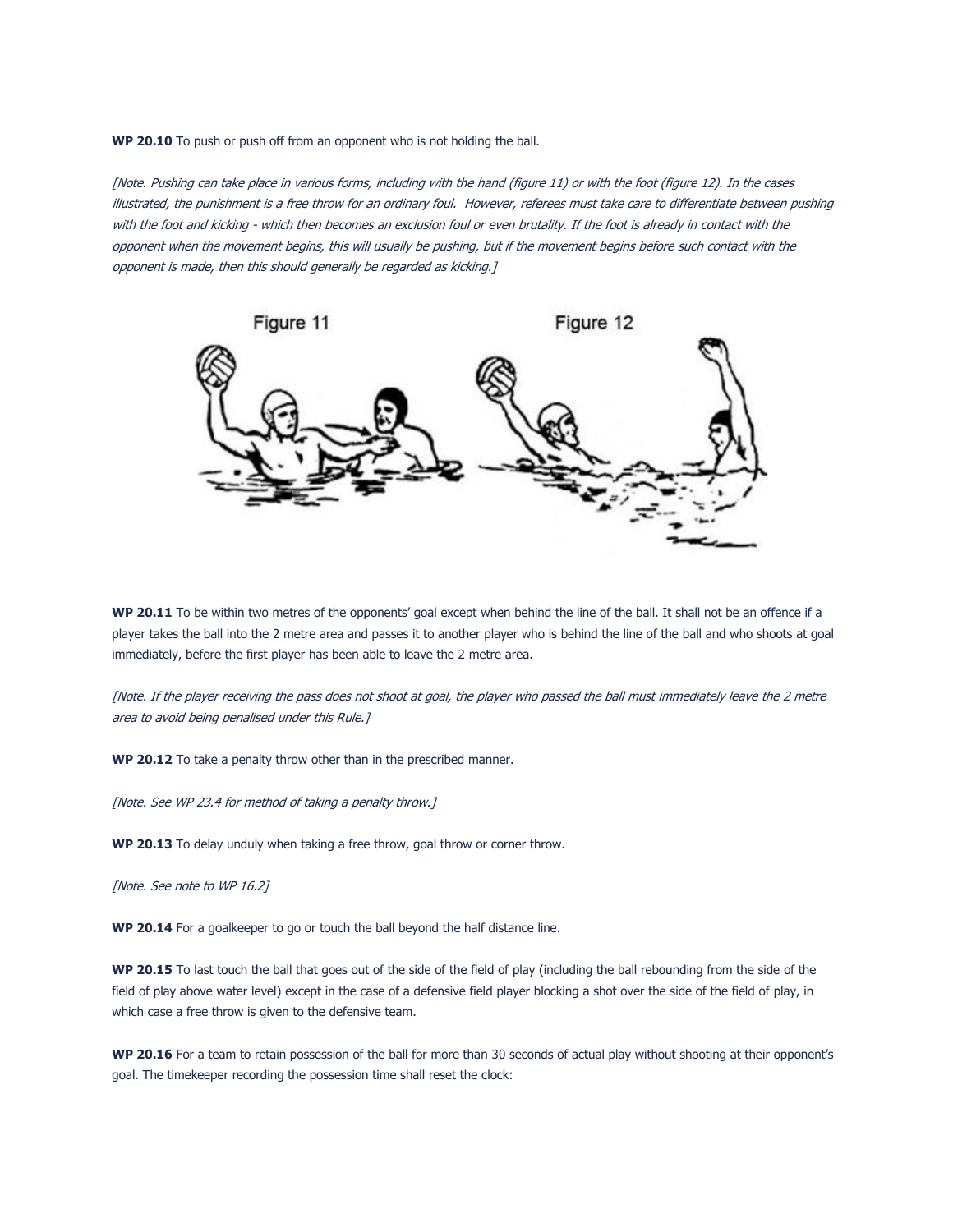**WP 20.10** To push or push off from an opponent who is not holding the ball.

*[Note. Pushing can take place in various forms, including with the hand (figure 11) or with the foot (figure 12). In the cases illustrated, the punishment is a free throw for an ordinary foul. However, referees must take care to differentiate between pushing with the foot and kicking - which then becomes an exclusion foul or even brutality. If the foot is already in contact with the opponent when the movement begins, this will usually be pushing, but if the movement begins before such contact with the opponent is made, then this should generally be regarded as kicking.]*

Figure 11

Figure 12

**WP 20.11** To be within two metres of the opponents' goal except when behind the line of the ball. It shall not be an offence if a player takes the ball into the 2 metre area and passes it to another player who is behind the line of the ball and who shoots at goal immediately, before the first player has been able to leave the 2 metre area.

*[Note. If the player receiving the pass does not shoot at goal, the player who passed the ball must immediately leave the 2 metre area to avoid being penalised under this Rule.]*

**WP 20.12** To take a penalty throw other than in the prescribed manner.

*[Note. See WP 23.4 for method of taking a penalty throw.]*

**WP 20.13** To delay unduly when taking a free throw, goal throw or corner throw.

*[Note. See note to WP 16.2]*

**WP 20.14** For a goalkeeper to go or touch the ball beyond the half distance line.

**WP 20.15** To last touch the ball that goes out of the side of the field of play (including the ball rebounding from the side of the field of play above water level) except in the case of a defensive field player blocking a shot over the side of the field of play, in which case a free throw is given to the defensive team.

**WP 20.16** For a team to retain possession of the ball for more than 30 seconds of actual play without shooting at their opponent's goal. The timekeeper recording the possession time shall reset the clock: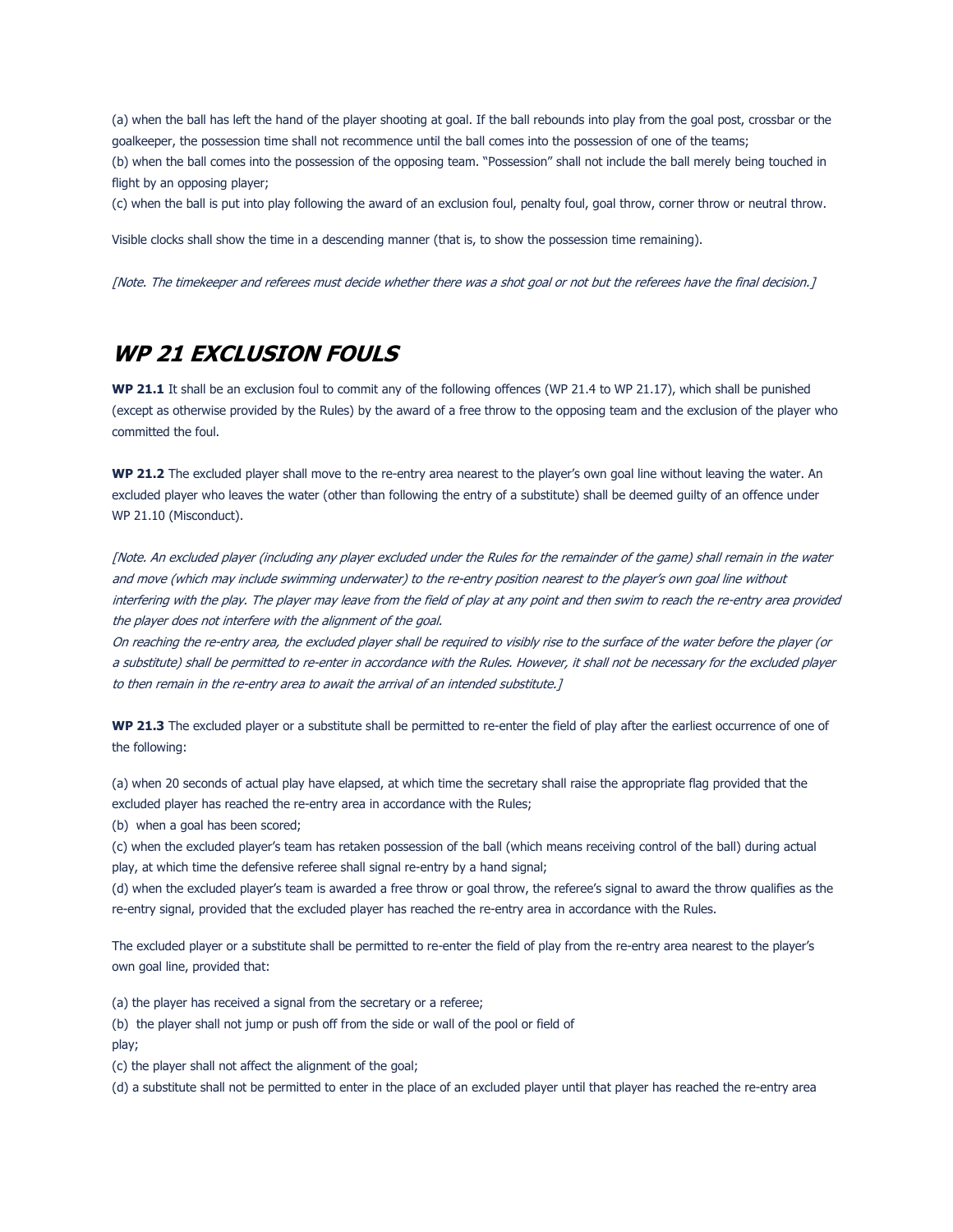(a) when the ball has left the hand of the player shooting at goal. If the ball rebounds into play from the goal post, crossbar or the goalkeeper, the possession time shall not recommence until the ball comes into the possession of one of the teams;
(b) when the ball comes into the possession of the opposing team. "Possession" shall not include the ball merely being touched in flight by an opposing player;
(c) when the ball is put into play following the award of an exclusion foul, penalty foul, goal throw, corner throw or neutral throw.

Visible clocks shall show the time in a descending manner (that is, to show the possession time remaining).

*[Note. The timekeeper and referees must decide whether there was a shot goal or not but the referees have the final decision.]*

## *WP 21 EXCLUSION FOULS*

**WP 21.1** It shall be an exclusion foul to commit any of the following offences (WP 21.4 to WP 21.17), which shall be punished (except as otherwise provided by the Rules) by the award of a free throw to the opposing team and the exclusion of the player who committed the foul.

**WP 21.2** The excluded player shall move to the re-entry area nearest to the player's own goal line without leaving the water. An excluded player who leaves the water (other than following the entry of a substitute) shall be deemed guilty of an offence under WP 21.10 (Misconduct).

*[Note. An excluded player (including any player excluded under the Rules for the remainder of the game) shall remain in the water and move (which may include swimming underwater) to the re-entry position nearest to the player's own goal line without interfering with the play. The player may leave from the field of play at any point and then swim to reach the re-entry area provided the player does not interfere with the alignment of the goal.*
*On reaching the re-entry area, the excluded player shall be required to visibly rise to the surface of the water before the player (or a substitute) shall be permitted to re-enter in accordance with the Rules. However, it shall not be necessary for the excluded player to then remain in the re-entry area to await the arrival of an intended substitute.]*

**WP 21.3** The excluded player or a substitute shall be permitted to re-enter the field of play after the earliest occurrence of one of the following:

(a) when 20 seconds of actual play have elapsed, at which time the secretary shall raise the appropriate flag provided that the excluded player has reached the re-entry area in accordance with the Rules;
(b) when a goal has been scored;
(c) when the excluded player's team has retaken possession of the ball (which means receiving control of the ball) during actual play, at which time the defensive referee shall signal re-entry by a hand signal;
(d) when the excluded player's team is awarded a free throw or goal throw, the referee's signal to award the throw qualifies as the re-entry signal, provided that the excluded player has reached the re-entry area in accordance with the Rules.

The excluded player or a substitute shall be permitted to re-enter the field of play from the re-entry area nearest to the player's own goal line, provided that:

(a) the player has received a signal from the secretary or a referee;
(b) the player shall not jump or push off from the side or wall of the pool or field of play;
(c) the player shall not affect the alignment of the goal;
(d) a substitute shall not be permitted to enter in the place of an excluded player until that player has reached the re-entry area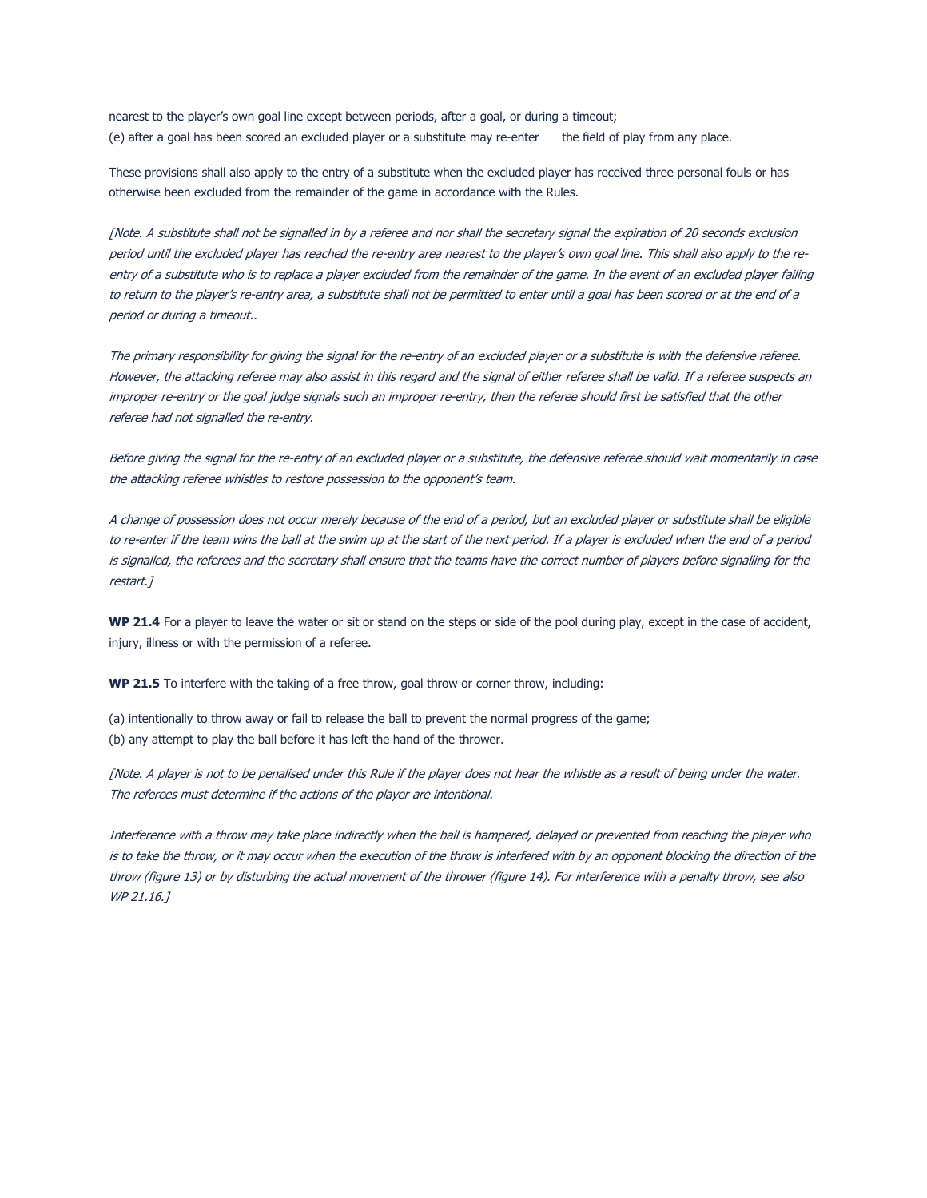nearest to the player's own goal line except between periods, after a goal, or during a timeout;
(e) after a goal has been scored an excluded player or a substitute may re-enter the field of play from any place.

These provisions shall also apply to the entry of a substitute when the excluded player has received three personal fouls or has otherwise been excluded from the remainder of the game in accordance with the Rules.

*[Note. A substitute shall not be signalled in by a referee and nor shall the secretary signal the expiration of 20 seconds exclusion period until the excluded player has reached the re-entry area nearest to the player's own goal line. This shall also apply to the re-entry of a substitute who is to replace a player excluded from the remainder of the game. In the event of an excluded player failing to return to the player's re-entry area, a substitute shall not be permitted to enter until a goal has been scored or at the end of a period or during a timeout..*

*The primary responsibility for giving the signal for the re-entry of an excluded player or a substitute is with the defensive referee. However, the attacking referee may also assist in this regard and the signal of either referee shall be valid. If a referee suspects an improper re-entry or the goal judge signals such an improper re-entry, then the referee should first be satisfied that the other referee had not signalled the re-entry.*

*Before giving the signal for the re-entry of an excluded player or a substitute, the defensive referee should wait momentarily in case the attacking referee whistles to restore possession to the opponent's team.*

*A change of possession does not occur merely because of the end of a period, but an excluded player or substitute shall be eligible to re-enter if the team wins the ball at the swim up at the start of the next period. If a player is excluded when the end of a period is signalled, the referees and the secretary shall ensure that the teams have the correct number of players before signalling for the restart.]*

**WP 21.4** For a player to leave the water or sit or stand on the steps or side of the pool during play, except in the case of accident, injury, illness or with the permission of a referee.

**WP 21.5** To interfere with the taking of a free throw, goal throw or corner throw, including:

(a) intentionally to throw away or fail to release the ball to prevent the normal progress of the game;
(b) any attempt to play the ball before it has left the hand of the thrower.

*[Note. A player is not to be penalised under this Rule if the player does not hear the whistle as a result of being under the water. The referees must determine if the actions of the player are intentional.*

*Interference with a throw may take place indirectly when the ball is hampered, delayed or prevented from reaching the player who is to take the throw, or it may occur when the execution of the throw is interfered with by an opponent blocking the direction of the throw (figure 13) or by disturbing the actual movement of the thrower (figure 14). For interference with a penalty throw, see also WP 21.16.]*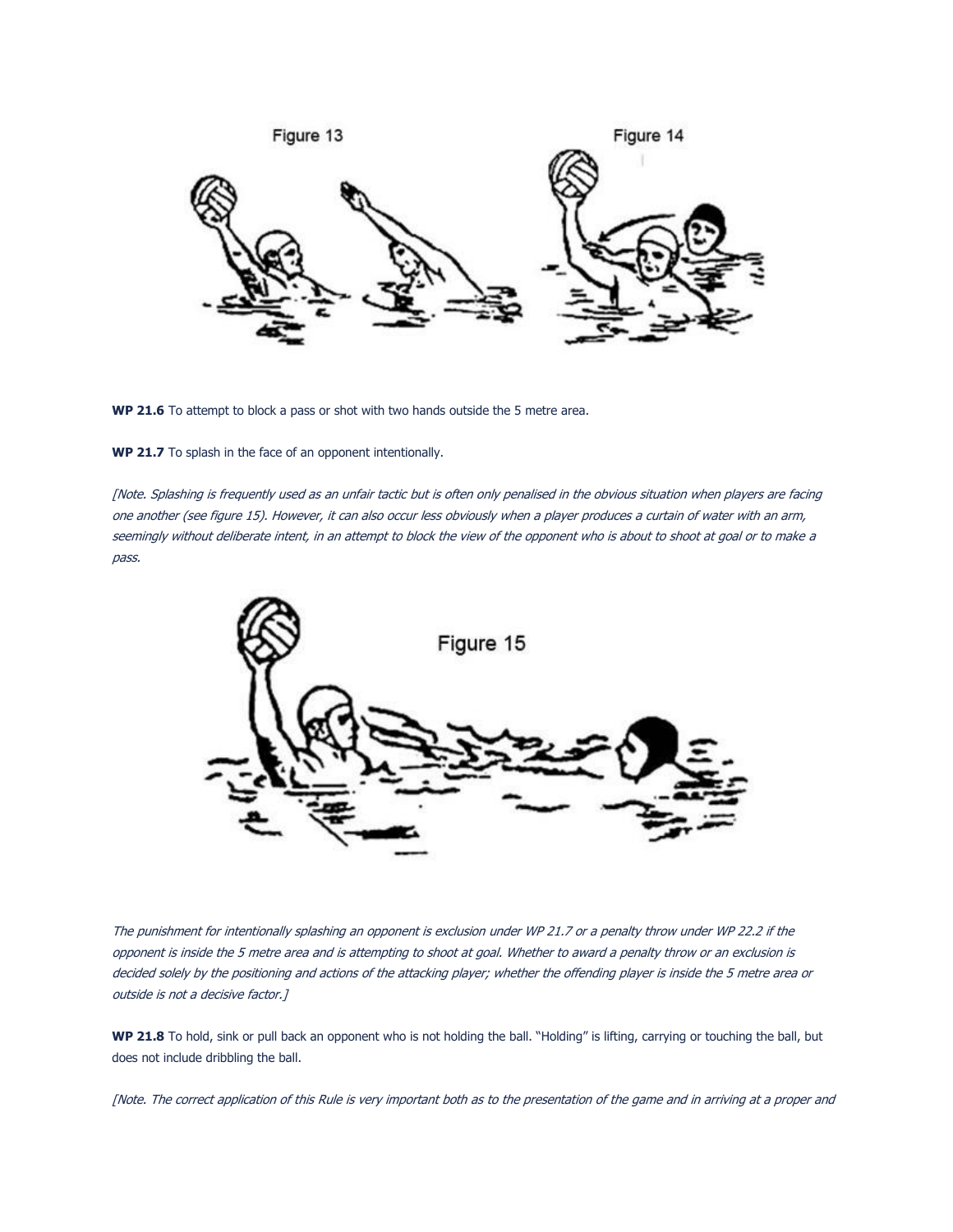Figure 13

Figure 14

**WP 21.6** To attempt to block a pass or shot with two hands outside the 5 metre area.

**WP 21.7** To splash in the face of an opponent intentionally.

*[Note. Splashing is frequently used as an unfair tactic but is often only penalised in the obvious situation when players are facing one another (see figure 15). However, it can also occur less obviously when a player produces a curtain of water with an arm, seemingly without deliberate intent, in an attempt to block the view of the opponent who is about to shoot at goal or to make a pass.*

Figure 15

*The punishment for intentionally splashing an opponent is exclusion under WP 21.7 or a penalty throw under WP 22.2 if the opponent is inside the 5 metre area and is attempting to shoot at goal. Whether to award a penalty throw or an exclusion is decided solely by the positioning and actions of the attacking player; whether the offending player is inside the 5 metre area or outside is not a decisive factor.]*

**WP 21.8** To hold, sink or pull back an opponent who is not holding the ball. "Holding" is lifting, carrying or touching the ball, but does not include dribbling the ball.

*[Note. The correct application of this Rule is very important both as to the presentation of the game and in arriving at a proper and*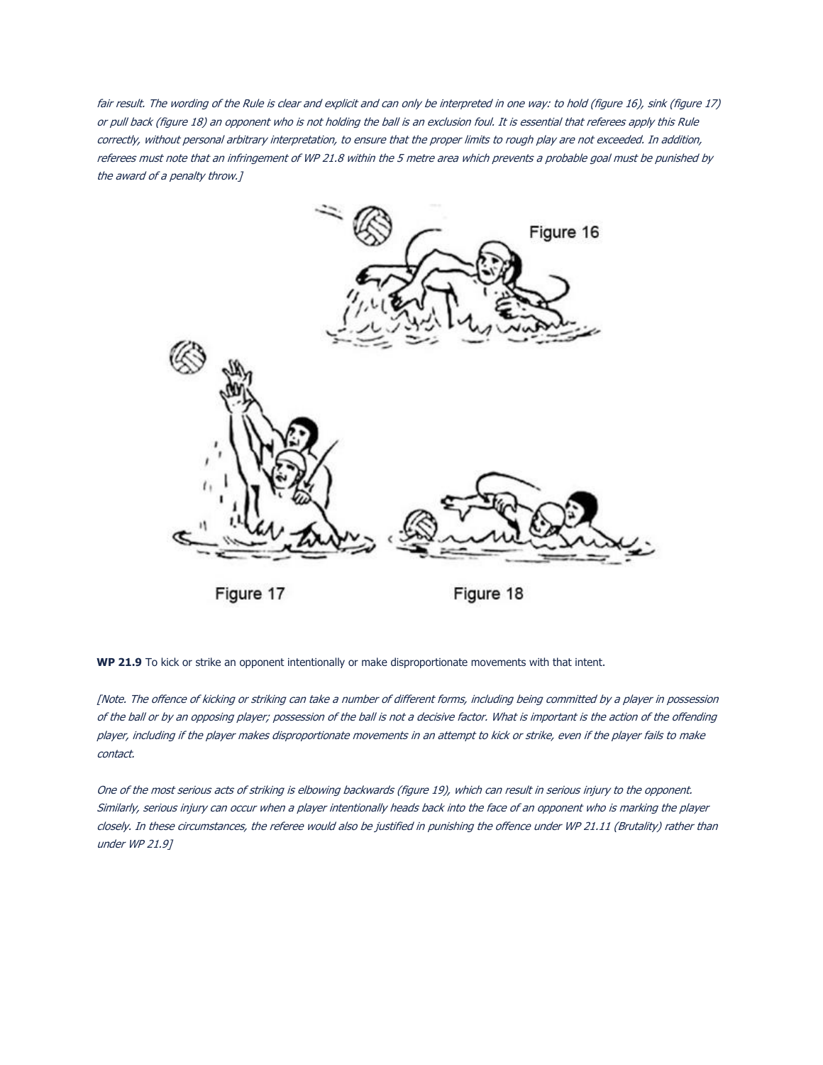*fair result. The wording of the Rule is clear and explicit and can only be interpreted in one way: to hold (figure 16), sink (figure 17) or pull back (figure 18) an opponent who is not holding the ball is an exclusion foul. It is essential that referees apply this Rule correctly, without personal arbitrary interpretation, to ensure that the proper limits to rough play are not exceeded. In addition, referees must note that an infringement of WP 21.8 within the 5 metre area which prevents a probable goal must be punished by the award of a penalty throw.]*

Figure 16

Figure 17

Figure 18

**WP 21.9** To kick or strike an opponent intentionally or make disproportionate movements with that intent.

*[Note. The offence of kicking or striking can take a number of different forms, including being committed by a player in possession of the ball or by an opposing player; possession of the ball is not a decisive factor. What is important is the action of the offending player, including if the player makes disproportionate movements in an attempt to kick or strike, even if the player fails to make contact.*

*One of the most serious acts of striking is elbowing backwards (figure 19), which can result in serious injury to the opponent. Similarly, serious injury can occur when a player intentionally heads back into the face of an opponent who is marking the player closely. In these circumstances, the referee would also be justified in punishing the offence under WP 21.11 (Brutality) rather than under WP 21.9]*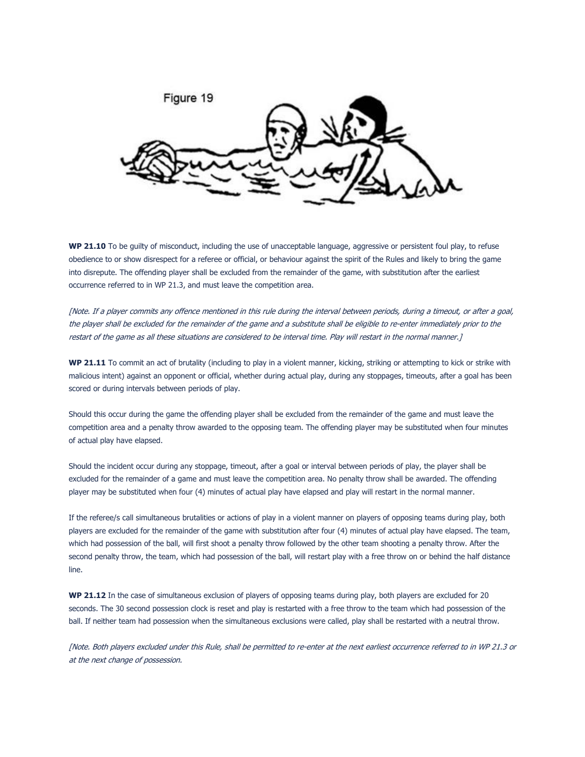Figure 19

**WP 21.10** To be guilty of misconduct, including the use of unacceptable language, aggressive or persistent foul play, to refuse obedience to or show disrespect for a referee or official, or behaviour against the spirit of the Rules and likely to bring the game into disrepute. The offending player shall be excluded from the remainder of the game, with substitution after the earliest occurrence referred to in WP 21.3, and must leave the competition area.

*[Note. If a player commits any offence mentioned in this rule during the interval between periods, during a timeout, or after a goal, the player shall be excluded for the remainder of the game and a substitute shall be eligible to re-enter immediately prior to the restart of the game as all these situations are considered to be interval time. Play will restart in the normal manner.]*

**WP 21.11** To commit an act of brutality (including to play in a violent manner, kicking, striking or attempting to kick or strike with malicious intent) against an opponent or official, whether during actual play, during any stoppages, timeouts, after a goal has been scored or during intervals between periods of play.

Should this occur during the game the offending player shall be excluded from the remainder of the game and must leave the competition area and a penalty throw awarded to the opposing team. The offending player may be substituted when four minutes of actual play have elapsed.

Should the incident occur during any stoppage, timeout, after a goal or interval between periods of play, the player shall be excluded for the remainder of a game and must leave the competition area. No penalty throw shall be awarded. The offending player may be substituted when four (4) minutes of actual play have elapsed and play will restart in the normal manner.

If the referee/s call simultaneous brutalities or actions of play in a violent manner on players of opposing teams during play, both players are excluded for the remainder of the game with substitution after four (4) minutes of actual play have elapsed. The team, which had possession of the ball, will first shoot a penalty throw followed by the other team shooting a penalty throw. After the second penalty throw, the team, which had possession of the ball, will restart play with a free throw on or behind the half distance line.

**WP 21.12** In the case of simultaneous exclusion of players of opposing teams during play, both players are excluded for 20 seconds. The 30 second possession clock is reset and play is restarted with a free throw to the team which had possession of the ball. If neither team had possession when the simultaneous exclusions were called, play shall be restarted with a neutral throw.

*[Note. Both players excluded under this Rule, shall be permitted to re-enter at the next earliest occurrence referred to in WP 21.3 or at the next change of possession.*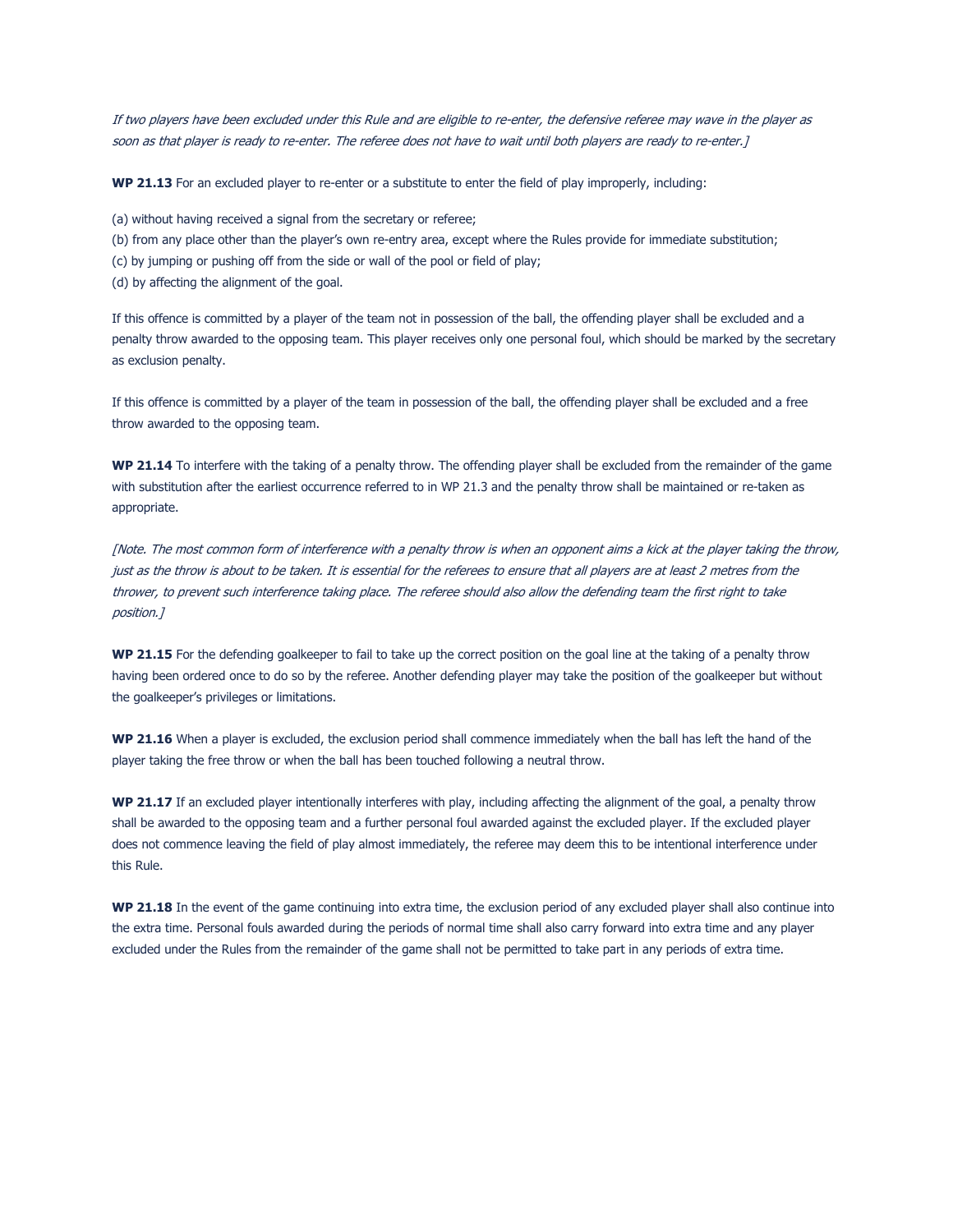*If two players have been excluded under this Rule and are eligible to re-enter, the defensive referee may wave in the player as soon as that player is ready to re-enter. The referee does not have to wait until both players are ready to re-enter.]*

**WP 21.13** For an excluded player to re-enter or a substitute to enter the field of play improperly, including:

(a) without having received a signal from the secretary or referee;
(b) from any place other than the player's own re-entry area, except where the Rules provide for immediate substitution;
(c) by jumping or pushing off from the side or wall of the pool or field of play;
(d) by affecting the alignment of the goal.

If this offence is committed by a player of the team not in possession of the ball, the offending player shall be excluded and a penalty throw awarded to the opposing team. This player receives only one personal foul, which should be marked by the secretary as exclusion penalty.

If this offence is committed by a player of the team in possession of the ball, the offending player shall be excluded and a free throw awarded to the opposing team.

**WP 21.14** To interfere with the taking of a penalty throw. The offending player shall be excluded from the remainder of the game with substitution after the earliest occurrence referred to in WP 21.3 and the penalty throw shall be maintained or re-taken as appropriate.

*[Note. The most common form of interference with a penalty throw is when an opponent aims a kick at the player taking the throw, just as the throw is about to be taken. It is essential for the referees to ensure that all players are at least 2 metres from the thrower, to prevent such interference taking place. The referee should also allow the defending team the first right to take position.]*

**WP 21.15** For the defending goalkeeper to fail to take up the correct position on the goal line at the taking of a penalty throw having been ordered once to do so by the referee. Another defending player may take the position of the goalkeeper but without the goalkeeper's privileges or limitations.

**WP 21.16** When a player is excluded, the exclusion period shall commence immediately when the ball has left the hand of the player taking the free throw or when the ball has been touched following a neutral throw.

**WP 21.17** If an excluded player intentionally interferes with play, including affecting the alignment of the goal, a penalty throw shall be awarded to the opposing team and a further personal foul awarded against the excluded player. If the excluded player does not commence leaving the field of play almost immediately, the referee may deem this to be intentional interference under this Rule.

**WP 21.18** In the event of the game continuing into extra time, the exclusion period of any excluded player shall also continue into the extra time. Personal fouls awarded during the periods of normal time shall also carry forward into extra time and any player excluded under the Rules from the remainder of the game shall not be permitted to take part in any periods of extra time.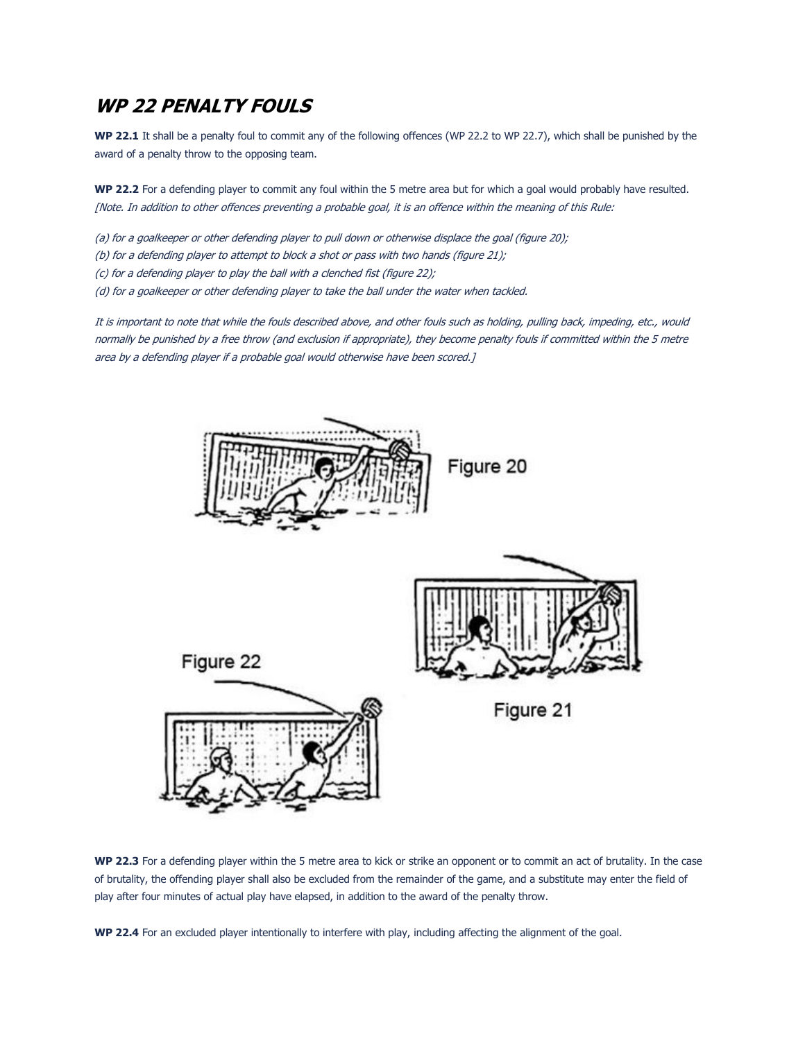## *WP 22 PENALTY FOULS*

**WP 22.1** It shall be a penalty foul to commit any of the following offences (WP 22.2 to WP 22.7), which shall be punished by the award of a penalty throw to the opposing team.

**WP 22.2** For a defending player to commit any foul within the 5 metre area but for which a goal would probably have resulted. *[Note. In addition to other offences preventing a probable goal, it is an offence within the meaning of this Rule:*

*(a) for a goalkeeper or other defending player to pull down or otherwise displace the goal (figure 20);*
*(b) for a defending player to attempt to block a shot or pass with two hands (figure 21);*
*(c) for a defending player to play the ball with a clenched fist (figure 22);*
*(d) for a goalkeeper or other defending player to take the ball under the water when tackled.*

*It is important to note that while the fouls described above, and other fouls such as holding, pulling back, impeding, etc., would normally be punished by a free throw (and exclusion if appropriate), they become penalty fouls if committed within the 5 metre area by a defending player if a probable goal would otherwise have been scored.]*

Figure 20

Figure 21

Figure 22

**WP 22.3** For a defending player within the 5 metre area to kick or strike an opponent or to commit an act of brutality. In the case of brutality, the offending player shall also be excluded from the remainder of the game, and a substitute may enter the field of play after four minutes of actual play have elapsed, in addition to the award of the penalty throw.

**WP 22.4** For an excluded player intentionally to interfere with play, including affecting the alignment of the goal.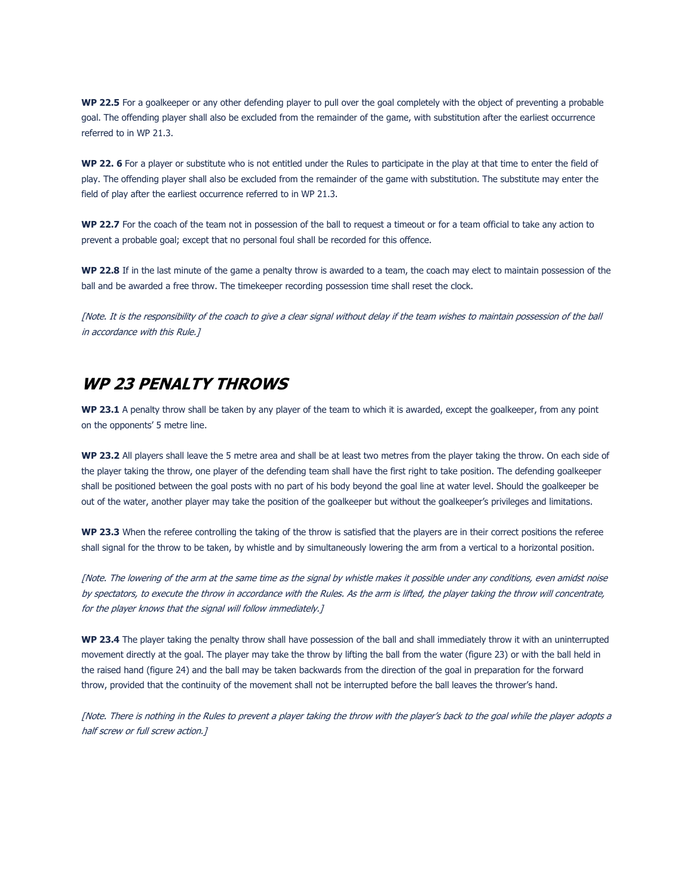**WP 22.5** For a goalkeeper or any other defending player to pull over the goal completely with the object of preventing a probable goal. The offending player shall also be excluded from the remainder of the game, with substitution after the earliest occurrence referred to in WP 21.3.

**WP 22. 6** For a player or substitute who is not entitled under the Rules to participate in the play at that time to enter the field of play. The offending player shall also be excluded from the remainder of the game with substitution. The substitute may enter the field of play after the earliest occurrence referred to in WP 21.3.

**WP 22.7** For the coach of the team not in possession of the ball to request a timeout or for a team official to take any action to prevent a probable goal; except that no personal foul shall be recorded for this offence.

**WP 22.8** If in the last minute of the game a penalty throw is awarded to a team, the coach may elect to maintain possession of the ball and be awarded a free throw. The timekeeper recording possession time shall reset the clock.

*[Note. It is the responsibility of the coach to give a clear signal without delay if the team wishes to maintain possession of the ball in accordance with this Rule.]*

## WP 23 PENALTY THROWS

**WP 23.1** A penalty throw shall be taken by any player of the team to which it is awarded, except the goalkeeper, from any point on the opponents' 5 metre line.

**WP 23.2** All players shall leave the 5 metre area and shall be at least two metres from the player taking the throw. On each side of the player taking the throw, one player of the defending team shall have the first right to take position. The defending goalkeeper shall be positioned between the goal posts with no part of his body beyond the goal line at water level. Should the goalkeeper be out of the water, another player may take the position of the goalkeeper but without the goalkeeper's privileges and limitations.

**WP 23.3** When the referee controlling the taking of the throw is satisfied that the players are in their correct positions the referee shall signal for the throw to be taken, by whistle and by simultaneously lowering the arm from a vertical to a horizontal position.

*[Note. The lowering of the arm at the same time as the signal by whistle makes it possible under any conditions, even amidst noise by spectators, to execute the throw in accordance with the Rules. As the arm is lifted, the player taking the throw will concentrate, for the player knows that the signal will follow immediately.]*

**WP 23.4** The player taking the penalty throw shall have possession of the ball and shall immediately throw it with an uninterrupted movement directly at the goal. The player may take the throw by lifting the ball from the water (figure 23) or with the ball held in the raised hand (figure 24) and the ball may be taken backwards from the direction of the goal in preparation for the forward throw, provided that the continuity of the movement shall not be interrupted before the ball leaves the thrower's hand.

*[Note. There is nothing in the Rules to prevent a player taking the throw with the player's back to the goal while the player adopts a half screw or full screw action.]*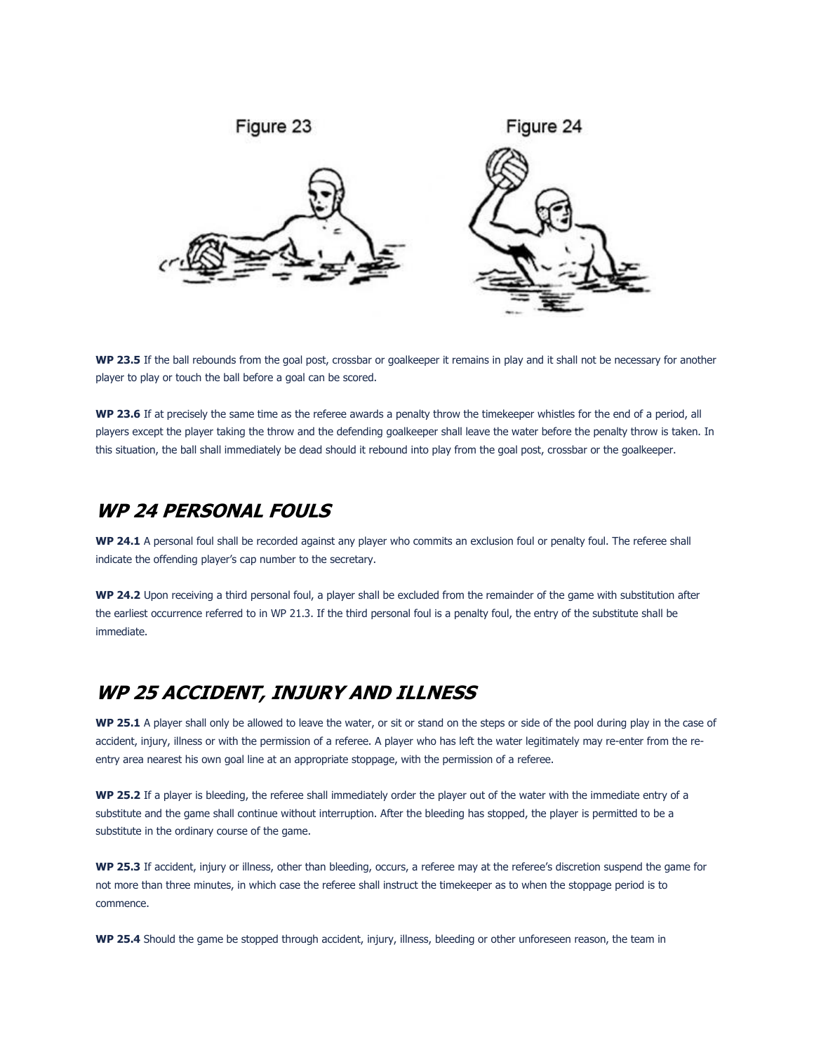Figure 23

Figure 24

**WP 23.5** If the ball rebounds from the goal post, crossbar or goalkeeper it remains in play and it shall not be necessary for another player to play or touch the ball before a goal can be scored.

**WP 23.6** If at precisely the same time as the referee awards a penalty throw the timekeeper whistles for the end of a period, all players except the player taking the throw and the defending goalkeeper shall leave the water before the penalty throw is taken. In this situation, the ball shall immediately be dead should it rebound into play from the goal post, crossbar or the goalkeeper.

## *WP 24 PERSONAL FOULS*

**WP 24.1** A personal foul shall be recorded against any player who commits an exclusion foul or penalty foul. The referee shall indicate the offending player's cap number to the secretary.

**WP 24.2** Upon receiving a third personal foul, a player shall be excluded from the remainder of the game with substitution after the earliest occurrence referred to in WP 21.3. If the third personal foul is a penalty foul, the entry of the substitute shall be immediate.

## *WP 25 ACCIDENT, INJURY AND ILLNESS*

**WP 25.1** A player shall only be allowed to leave the water, or sit or stand on the steps or side of the pool during play in the case of accident, injury, illness or with the permission of a referee. A player who has left the water legitimately may re-enter from the re-entry area nearest his own goal line at an appropriate stoppage, with the permission of a referee.

**WP 25.2** If a player is bleeding, the referee shall immediately order the player out of the water with the immediate entry of a substitute and the game shall continue without interruption. After the bleeding has stopped, the player is permitted to be a substitute in the ordinary course of the game.

**WP 25.3** If accident, injury or illness, other than bleeding, occurs, a referee may at the referee's discretion suspend the game for not more than three minutes, in which case the referee shall instruct the timekeeper as to when the stoppage period is to commence.

**WP 25.4** Should the game be stopped through accident, injury, illness, bleeding or other unforeseen reason, the team in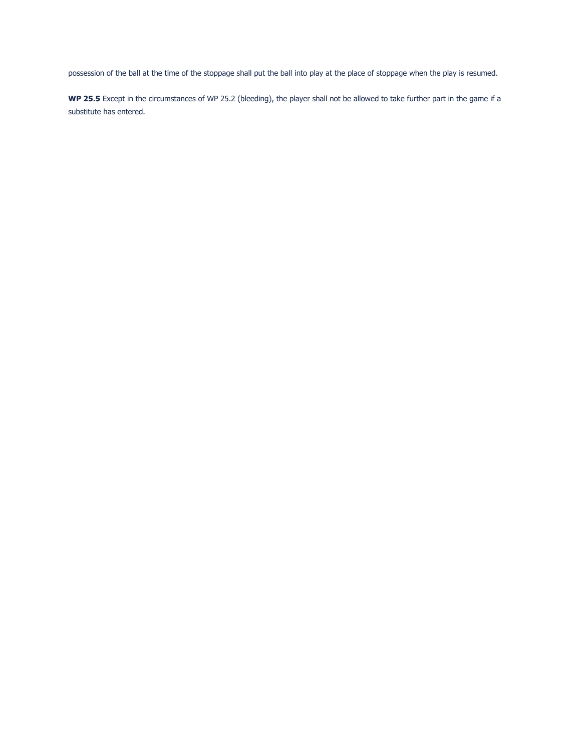possession of the ball at the time of the stoppage shall put the ball into play at the place of stoppage when the play is resumed.

**WP 25.5** Except in the circumstances of WP 25.2 (bleeding), the player shall not be allowed to take further part in the game if a substitute has entered.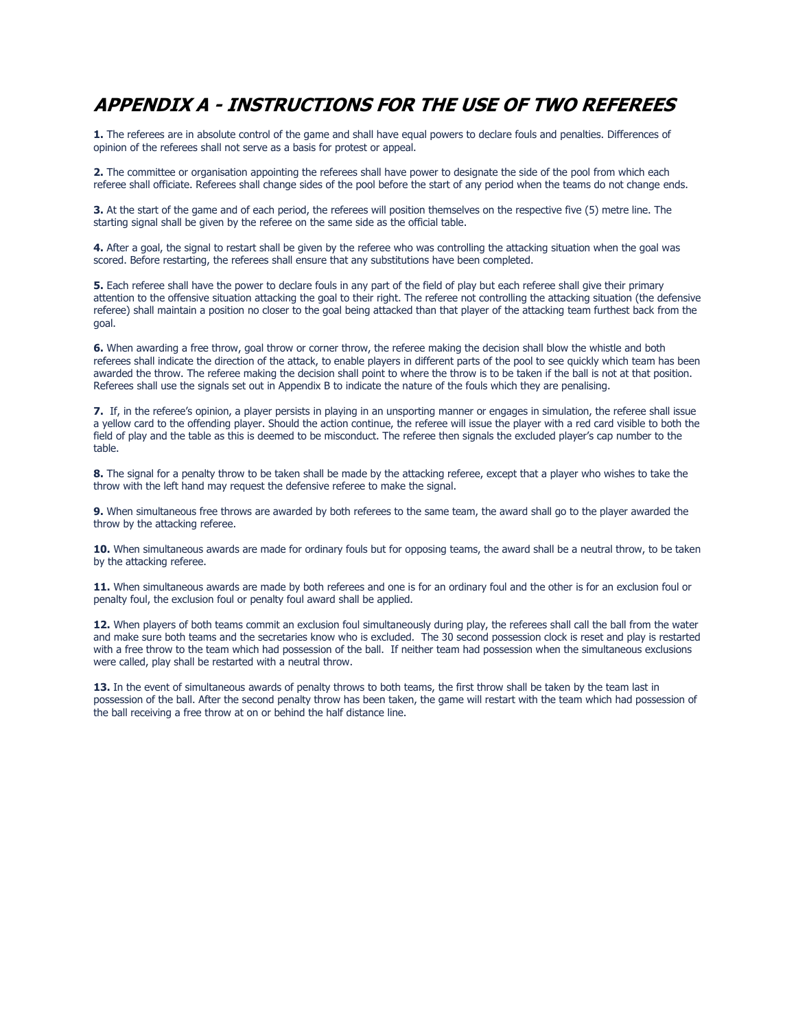# *APPENDIX A - INSTRUCTIONS FOR THE USE OF TWO REFEREES*

**1.** The referees are in absolute control of the game and shall have equal powers to declare fouls and penalties. Differences of opinion of the referees shall not serve as a basis for protest or appeal.

**2.** The committee or organisation appointing the referees shall have power to designate the side of the pool from which each referee shall officiate. Referees shall change sides of the pool before the start of any period when the teams do not change ends.

**3.** At the start of the game and of each period, the referees will position themselves on the respective five (5) metre line. The starting signal shall be given by the referee on the same side as the official table.

**4.** After a goal, the signal to restart shall be given by the referee who was controlling the attacking situation when the goal was scored. Before restarting, the referees shall ensure that any substitutions have been completed.

**5.** Each referee shall have the power to declare fouls in any part of the field of play but each referee shall give their primary attention to the offensive situation attacking the goal to their right. The referee not controlling the attacking situation (the defensive referee) shall maintain a position no closer to the goal being attacked than that player of the attacking team furthest back from the goal.

**6.** When awarding a free throw, goal throw or corner throw, the referee making the decision shall blow the whistle and both referees shall indicate the direction of the attack, to enable players in different parts of the pool to see quickly which team has been awarded the throw. The referee making the decision shall point to where the throw is to be taken if the ball is not at that position. Referees shall use the signals set out in Appendix B to indicate the nature of the fouls which they are penalising.

**7.** If, in the referee's opinion, a player persists in playing in an unsporting manner or engages in simulation, the referee shall issue a yellow card to the offending player. Should the action continue, the referee will issue the player with a red card visible to both the field of play and the table as this is deemed to be misconduct. The referee then signals the excluded player's cap number to the table.

**8.** The signal for a penalty throw to be taken shall be made by the attacking referee, except that a player who wishes to take the throw with the left hand may request the defensive referee to make the signal.

**9.** When simultaneous free throws are awarded by both referees to the same team, the award shall go to the player awarded the throw by the attacking referee.

**10.** When simultaneous awards are made for ordinary fouls but for opposing teams, the award shall be a neutral throw, to be taken by the attacking referee.

**11.** When simultaneous awards are made by both referees and one is for an ordinary foul and the other is for an exclusion foul or penalty foul, the exclusion foul or penalty foul award shall be applied.

**12.** When players of both teams commit an exclusion foul simultaneously during play, the referees shall call the ball from the water and make sure both teams and the secretaries know who is excluded. The 30 second possession clock is reset and play is restarted with a free throw to the team which had possession of the ball. If neither team had possession when the simultaneous exclusions were called, play shall be restarted with a neutral throw.

**13.** In the event of simultaneous awards of penalty throws to both teams, the first throw shall be taken by the team last in possession of the ball. After the second penalty throw has been taken, the game will restart with the team which had possession of the ball receiving a free throw at on or behind the half distance line.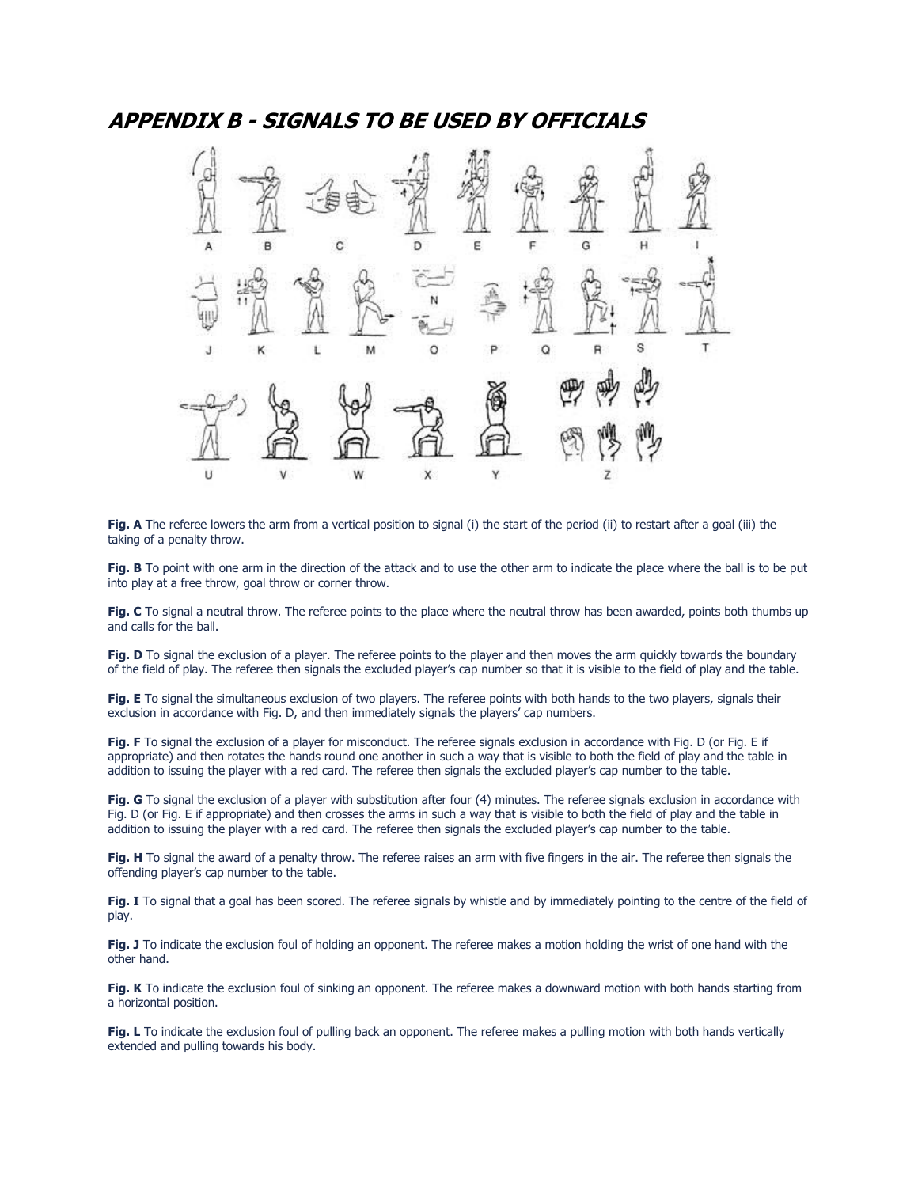## *APPENDIX B - SIGNALS TO BE USED BY OFFICIALS*

A B C D E F G H I

J K L M N O P Q R S T

U V W X Y Z

**Fig. A** The referee lowers the arm from a vertical position to signal (i) the start of the period (ii) to restart after a goal (iii) the taking of a penalty throw.

**Fig. B** To point with one arm in the direction of the attack and to use the other arm to indicate the place where the ball is to be put into play at a free throw, goal throw or corner throw.

**Fig. C** To signal a neutral throw. The referee points to the place where the neutral throw has been awarded, points both thumbs up and calls for the ball.

**Fig. D** To signal the exclusion of a player. The referee points to the player and then moves the arm quickly towards the boundary of the field of play. The referee then signals the excluded player's cap number so that it is visible to the field of play and the table.

**Fig. E** To signal the simultaneous exclusion of two players. The referee points with both hands to the two players, signals their exclusion in accordance with Fig. D, and then immediately signals the players' cap numbers.

**Fig. F** To signal the exclusion of a player for misconduct. The referee signals exclusion in accordance with Fig. D (or Fig. E if appropriate) and then rotates the hands round one another in such a way that is visible to both the field of play and the table in addition to issuing the player with a red card. The referee then signals the excluded player's cap number to the table.

**Fig. G** To signal the exclusion of a player with substitution after four (4) minutes. The referee signals exclusion in accordance with Fig. D (or Fig. E if appropriate) and then crosses the arms in such a way that is visible to both the field of play and the table in addition to issuing the player with a red card. The referee then signals the excluded player's cap number to the table.

**Fig. H** To signal the award of a penalty throw. The referee raises an arm with five fingers in the air. The referee then signals the offending player's cap number to the table.

**Fig. I** To signal that a goal has been scored. The referee signals by whistle and by immediately pointing to the centre of the field of play.

**Fig. J** To indicate the exclusion foul of holding an opponent. The referee makes a motion holding the wrist of one hand with the other hand.

**Fig. K** To indicate the exclusion foul of sinking an opponent. The referee makes a downward motion with both hands starting from a horizontal position.

**Fig. L** To indicate the exclusion foul of pulling back an opponent. The referee makes a pulling motion with both hands vertically extended and pulling towards his body.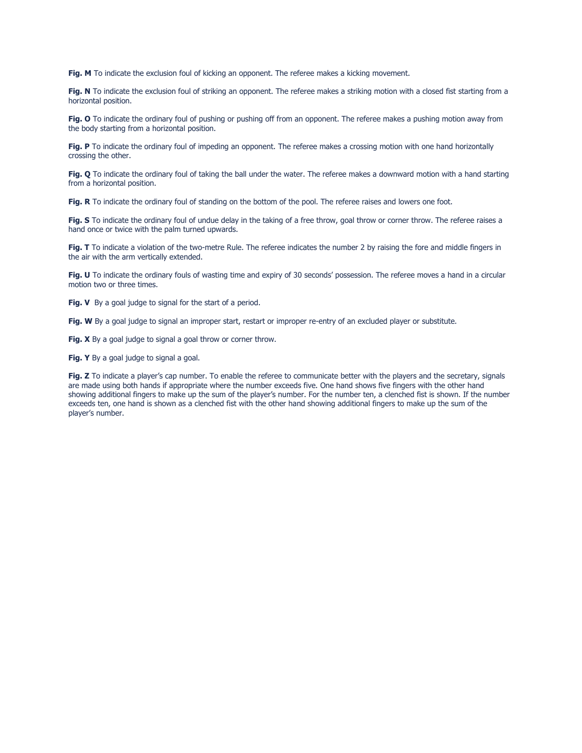**Fig. M** To indicate the exclusion foul of kicking an opponent. The referee makes a kicking movement.

**Fig. N** To indicate the exclusion foul of striking an opponent. The referee makes a striking motion with a closed fist starting from a horizontal position.

**Fig. O** To indicate the ordinary foul of pushing or pushing off from an opponent. The referee makes a pushing motion away from the body starting from a horizontal position.

**Fig. P** To indicate the ordinary foul of impeding an opponent. The referee makes a crossing motion with one hand horizontally crossing the other.

**Fig. Q** To indicate the ordinary foul of taking the ball under the water. The referee makes a downward motion with a hand starting from a horizontal position.

**Fig. R** To indicate the ordinary foul of standing on the bottom of the pool. The referee raises and lowers one foot.

**Fig. S** To indicate the ordinary foul of undue delay in the taking of a free throw, goal throw or corner throw. The referee raises a hand once or twice with the palm turned upwards.

**Fig. T** To indicate a violation of the two-metre Rule. The referee indicates the number 2 by raising the fore and middle fingers in the air with the arm vertically extended.

**Fig. U** To indicate the ordinary fouls of wasting time and expiry of 30 seconds' possession. The referee moves a hand in a circular motion two or three times.

**Fig. V** By a goal judge to signal for the start of a period.

**Fig. W** By a goal judge to signal an improper start, restart or improper re-entry of an excluded player or substitute.

**Fig. X** By a goal judge to signal a goal throw or corner throw.

**Fig. Y** By a goal judge to signal a goal.

**Fig. Z** To indicate a player's cap number. To enable the referee to communicate better with the players and the secretary, signals are made using both hands if appropriate where the number exceeds five. One hand shows five fingers with the other hand showing additional fingers to make up the sum of the player's number. For the number ten, a clenched fist is shown. If the number exceeds ten, one hand is shown as a clenched fist with the other hand showing additional fingers to make up the sum of the player's number.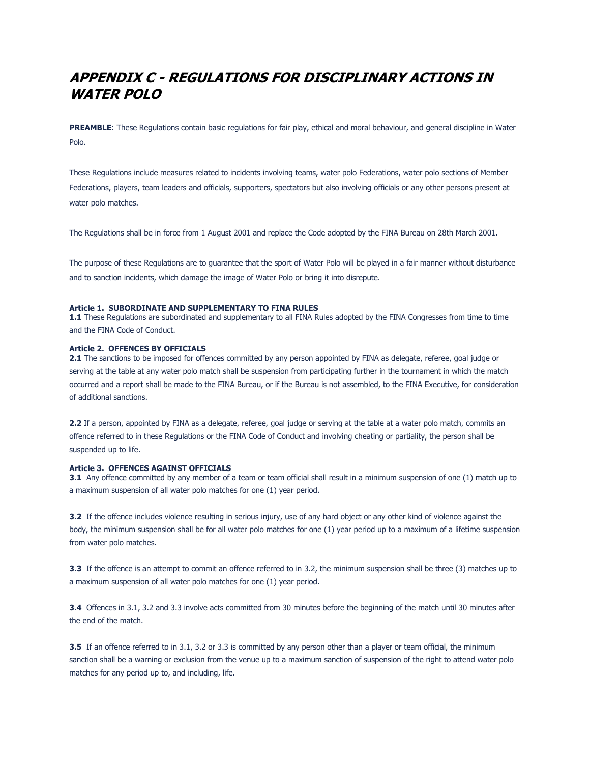# *APPENDIX C - REGULATIONS FOR DISCIPLINARY ACTIONS IN WATER POLO*

**PREAMBLE**: These Regulations contain basic regulations for fair play, ethical and moral behaviour, and general discipline in Water Polo.

These Regulations include measures related to incidents involving teams, water polo Federations, water polo sections of Member Federations, players, team leaders and officials, supporters, spectators but also involving officials or any other persons present at water polo matches.

The Regulations shall be in force from 1 August 2001 and replace the Code adopted by the FINA Bureau on 28th March 2001.

The purpose of these Regulations are to guarantee that the sport of Water Polo will be played in a fair manner without disturbance and to sanction incidents, which damage the image of Water Polo or bring it into disrepute.

### Article 1. SUBORDINATE AND SUPPLEMENTARY TO FINA RULES

**1.1** These Regulations are subordinated and supplementary to all FINA Rules adopted by the FINA Congresses from time to time and the FINA Code of Conduct.

### Article 2. OFFENCES BY OFFICIALS

**2.1** The sanctions to be imposed for offences committed by any person appointed by FINA as delegate, referee, goal judge or serving at the table at any water polo match shall be suspension from participating further in the tournament in which the match occurred and a report shall be made to the FINA Bureau, or if the Bureau is not assembled, to the FINA Executive, for consideration of additional sanctions.

**2.2** If a person, appointed by FINA as a delegate, referee, goal judge or serving at the table at a water polo match, commits an offence referred to in these Regulations or the FINA Code of Conduct and involving cheating or partiality, the person shall be suspended up to life.

### Article 3. OFFENCES AGAINST OFFICIALS

**3.1** Any offence committed by any member of a team or team official shall result in a minimum suspension of one (1) match up to a maximum suspension of all water polo matches for one (1) year period.

**3.2** If the offence includes violence resulting in serious injury, use of any hard object or any other kind of violence against the body, the minimum suspension shall be for all water polo matches for one (1) year period up to a maximum of a lifetime suspension from water polo matches.

**3.3** If the offence is an attempt to commit an offence referred to in 3.2, the minimum suspension shall be three (3) matches up to a maximum suspension of all water polo matches for one (1) year period.

**3.4** Offences in 3.1, 3.2 and 3.3 involve acts committed from 30 minutes before the beginning of the match until 30 minutes after the end of the match.

**3.5** If an offence referred to in 3.1, 3.2 or 3.3 is committed by any person other than a player or team official, the minimum sanction shall be a warning or exclusion from the venue up to a maximum sanction of suspension of the right to attend water polo matches for any period up to, and including, life.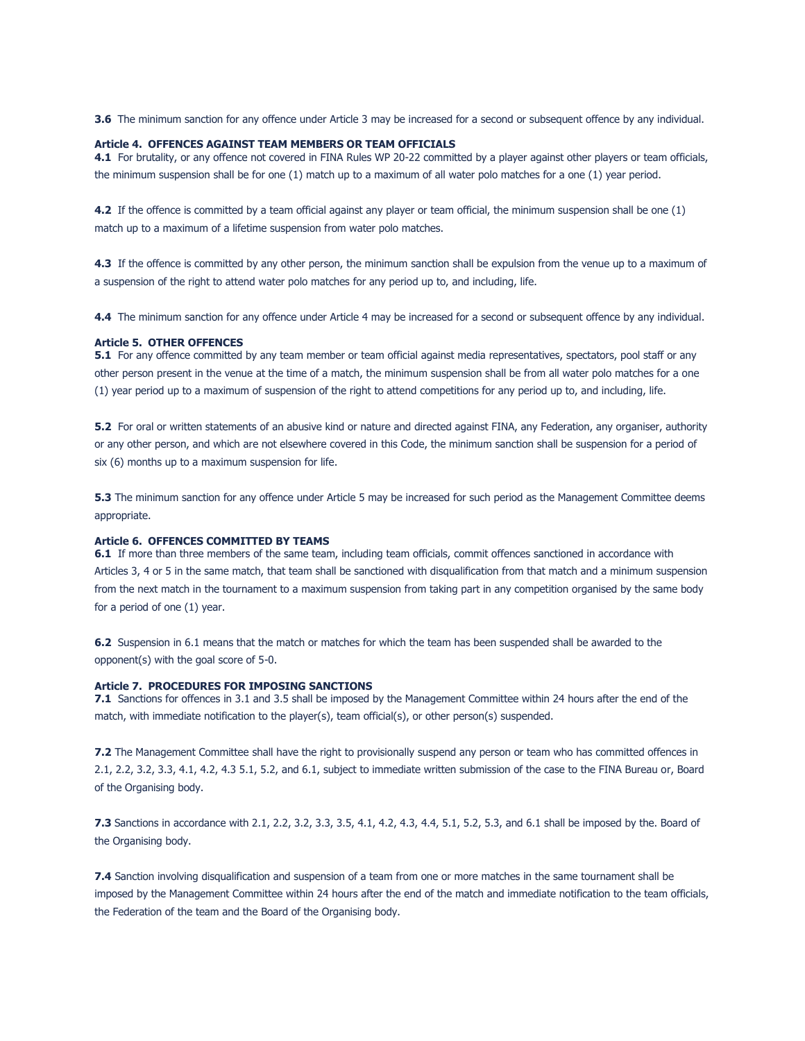**3.6** The minimum sanction for any offence under Article 3 may be increased for a second or subsequent offence by any individual.

### Article 4. OFFENCES AGAINST TEAM MEMBERS OR TEAM OFFICIALS

**4.1** For brutality, or any offence not covered in FINA Rules WP 20-22 committed by a player against other players or team officials, the minimum suspension shall be for one (1) match up to a maximum of all water polo matches for a one (1) year period.

**4.2** If the offence is committed by a team official against any player or team official, the minimum suspension shall be one (1) match up to a maximum of a lifetime suspension from water polo matches.

**4.3** If the offence is committed by any other person, the minimum sanction shall be expulsion from the venue up to a maximum of a suspension of the right to attend water polo matches for any period up to, and including, life.

**4.4** The minimum sanction for any offence under Article 4 may be increased for a second or subsequent offence by any individual.

### Article 5. OTHER OFFENCES

**5.1** For any offence committed by any team member or team official against media representatives, spectators, pool staff or any other person present in the venue at the time of a match, the minimum suspension shall be from all water polo matches for a one (1) year period up to a maximum of suspension of the right to attend competitions for any period up to, and including, life.

**5.2** For oral or written statements of an abusive kind or nature and directed against FINA, any Federation, any organiser, authority or any other person, and which are not elsewhere covered in this Code, the minimum sanction shall be suspension for a period of six (6) months up to a maximum suspension for life.

**5.3** The minimum sanction for any offence under Article 5 may be increased for such period as the Management Committee deems appropriate.

### Article 6. OFFENCES COMMITTED BY TEAMS

**6.1** If more than three members of the same team, including team officials, commit offences sanctioned in accordance with Articles 3, 4 or 5 in the same match, that team shall be sanctioned with disqualification from that match and a minimum suspension from the next match in the tournament to a maximum suspension from taking part in any competition organised by the same body for a period of one (1) year.

**6.2** Suspension in 6.1 means that the match or matches for which the team has been suspended shall be awarded to the opponent(s) with the goal score of 5-0.

### Article 7. PROCEDURES FOR IMPOSING SANCTIONS

**7.1** Sanctions for offences in 3.1 and 3.5 shall be imposed by the Management Committee within 24 hours after the end of the match, with immediate notification to the player(s), team official(s), or other person(s) suspended.

**7.2** The Management Committee shall have the right to provisionally suspend any person or team who has committed offences in 2.1, 2.2, 3.2, 3.3, 4.1, 4.2, 4.3 5.1, 5.2, and 6.1, subject to immediate written submission of the case to the FINA Bureau or, Board of the Organising body.

**7.3** Sanctions in accordance with 2.1, 2.2, 3.2, 3.3, 3.5, 4.1, 4.2, 4.3, 4.4, 5.1, 5.2, 5.3, and 6.1 shall be imposed by the. Board of the Organising body.

**7.4** Sanction involving disqualification and suspension of a team from one or more matches in the same tournament shall be imposed by the Management Committee within 24 hours after the end of the match and immediate notification to the team officials, the Federation of the team and the Board of the Organising body.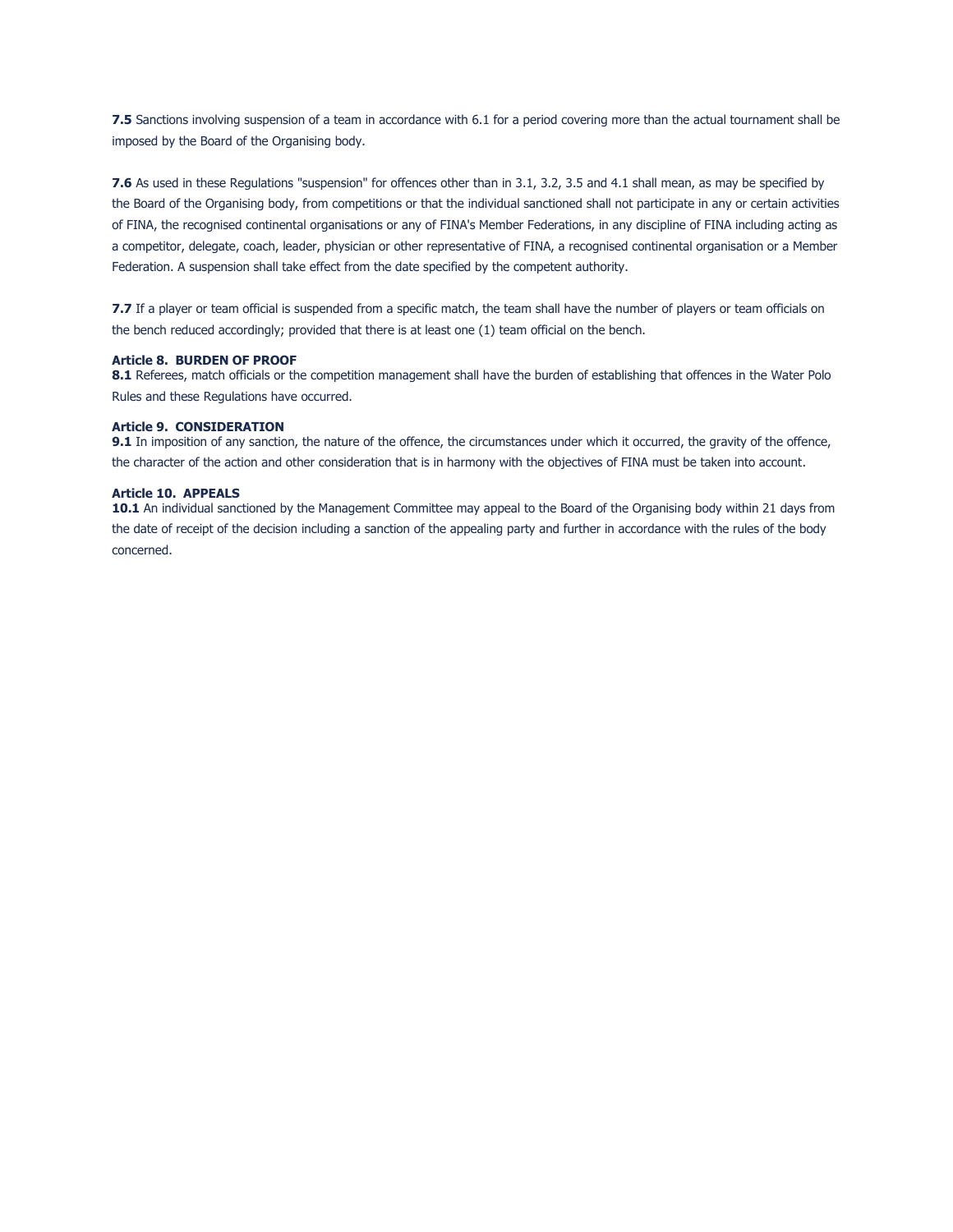**7.5** Sanctions involving suspension of a team in accordance with 6.1 for a period covering more than the actual tournament shall be imposed by the Board of the Organising body.

**7.6** As used in these Regulations "suspension" for offences other than in 3.1, 3.2, 3.5 and 4.1 shall mean, as may be specified by the Board of the Organising body, from competitions or that the individual sanctioned shall not participate in any or certain activities of FINA, the recognised continental organisations or any of FINA's Member Federations, in any discipline of FINA including acting as a competitor, delegate, coach, leader, physician or other representative of FINA, a recognised continental organisation or a Member Federation. A suspension shall take effect from the date specified by the competent authority.

**7.7** If a player or team official is suspended from a specific match, the team shall have the number of players or team officials on the bench reduced accordingly; provided that there is at least one (1) team official on the bench.

### Article 8. BURDEN OF PROOF

**8.1** Referees, match officials or the competition management shall have the burden of establishing that offences in the Water Polo Rules and these Regulations have occurred.

### Article 9. CONSIDERATION

**9.1** In imposition of any sanction, the nature of the offence, the circumstances under which it occurred, the gravity of the offence, the character of the action and other consideration that is in harmony with the objectives of FINA must be taken into account.

### Article 10. APPEALS

**10.1** An individual sanctioned by the Management Committee may appeal to the Board of the Organising body within 21 days from the date of receipt of the decision including a sanction of the appealing party and further in accordance with the rules of the body concerned.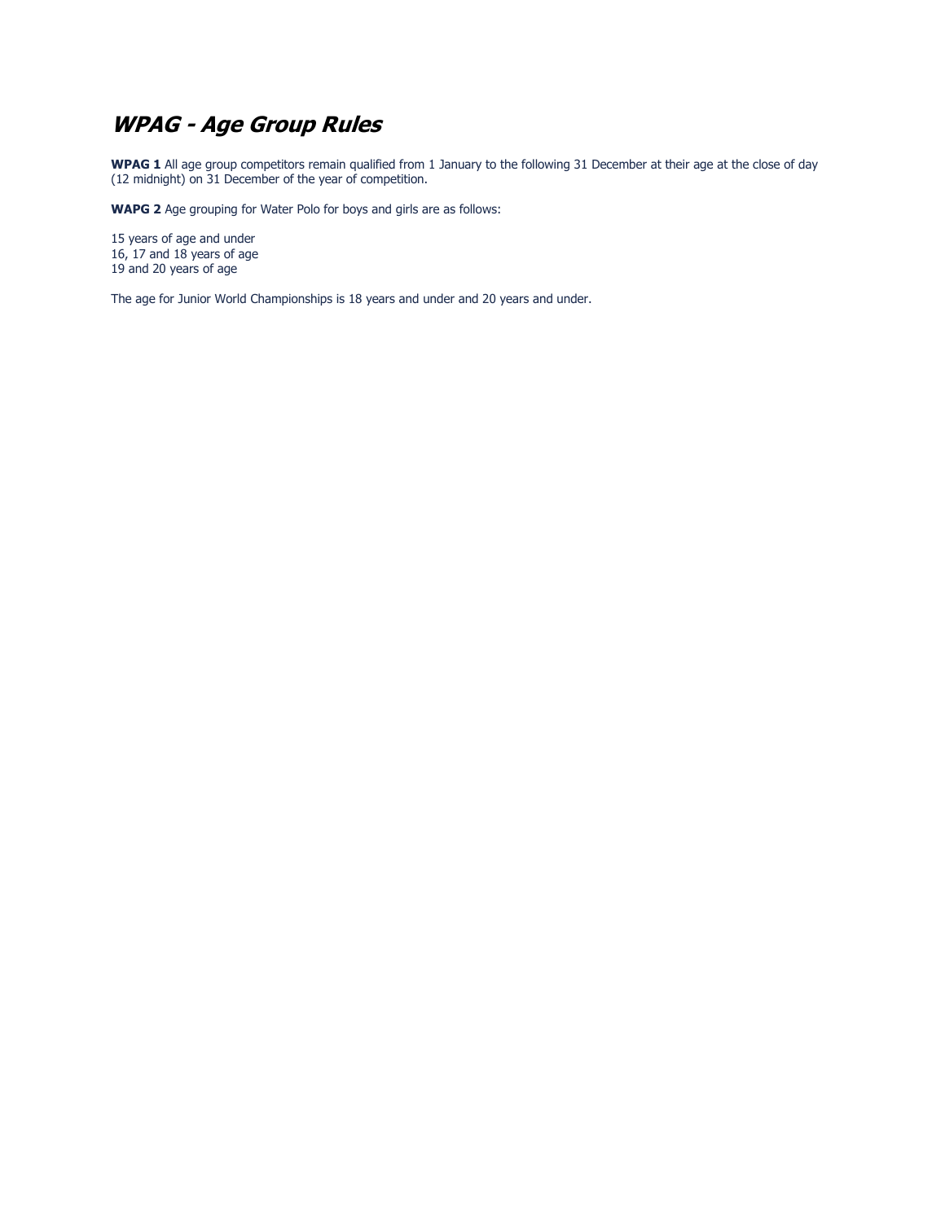# *WPAG - Age Group Rules*

**WPAG 1** All age group competitors remain qualified from 1 January to the following 31 December at their age at the close of day (12 midnight) on 31 December of the year of competition.

**WAPG 2** Age grouping for Water Polo for boys and girls are as follows:

15 years of age and under
16, 17 and 18 years of age
19 and 20 years of age

The age for Junior World Championships is 18 years and under and 20 years and under.